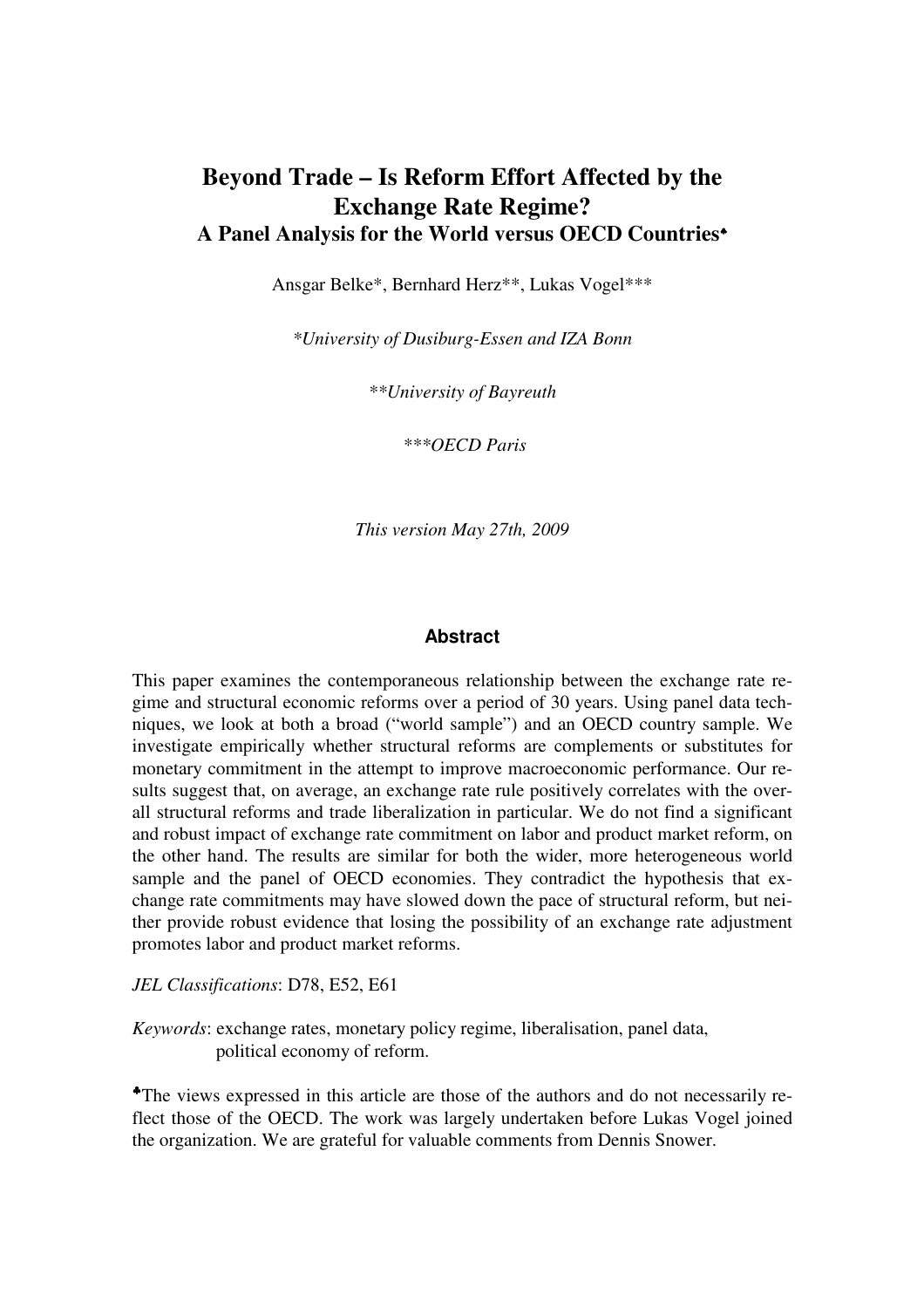# Beyond Trade – Is Reform Effort Affected by the Exchange Rate Regime?

## A Panel Analysis for the World versus OECD Countries♣

Ansgar Belke*, Bernhard Herz**, Lukas Vogel***

*\*University of Dusiburg-Essen and IZA Bonn*

*\*\*University of Bayreuth*

*\*\*\*OECD Paris*

*This version May 27th, 2009*

### Abstract

This paper examines the contemporaneous relationship between the exchange rate regime and structural economic reforms over a period of 30 years. Using panel data techniques, we look at both a broad ("world sample") and an OECD country sample. We investigate empirically whether structural reforms are complements or substitutes for monetary commitment in the attempt to improve macroeconomic performance. Our results suggest that, on average, an exchange rate rule positively correlates with the overall structural reforms and trade liberalization in particular. We do not find a significant and robust impact of exchange rate commitment on labor and product market reform, on the other hand. The results are similar for both the wider, more heterogeneous world sample and the panel of OECD economies. They contradict the hypothesis that exchange rate commitments may have slowed down the pace of structural reform, but neither provide robust evidence that losing the possibility of an exchange rate adjustment promotes labor and product market reforms.

*JEL Classifications*: D78, E52, E61

*Keywords*: exchange rates, monetary policy regime, liberalisation, panel data, political economy of reform.

♣The views expressed in this article are those of the authors and do not necessarily reflect those of the OECD. The work was largely undertaken before Lukas Vogel joined the organization. We are grateful for valuable comments from Dennis Snower.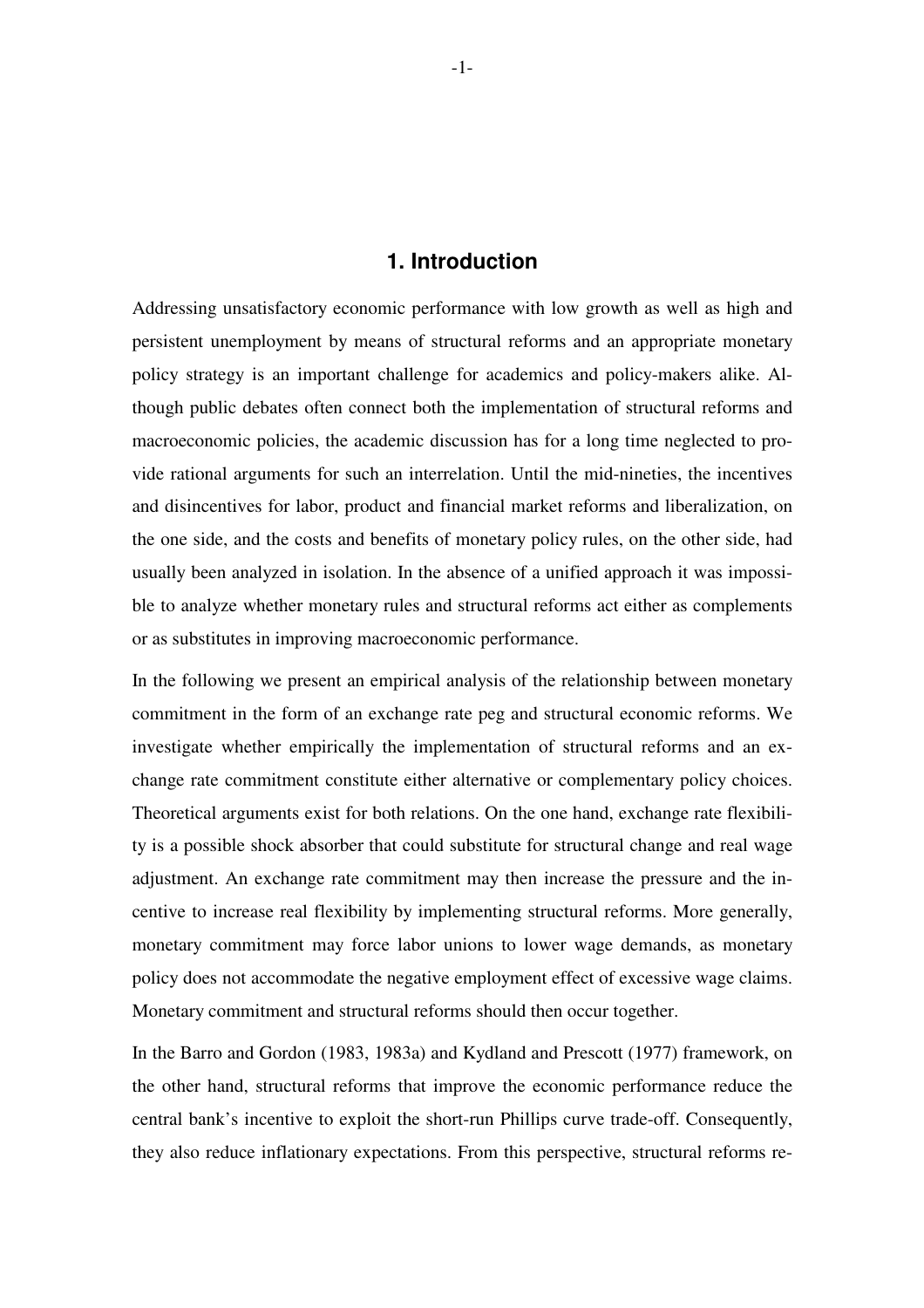# 1. Introduction

Addressing unsatisfactory economic performance with low growth as well as high and persistent unemployment by means of structural reforms and an appropriate monetary policy strategy is an important challenge for academics and policy-makers alike. Although public debates often connect both the implementation of structural reforms and macroeconomic policies, the academic discussion has for a long time neglected to provide rational arguments for such an interrelation. Until the mid-nineties, the incentives and disincentives for labor, product and financial market reforms and liberalization, on the one side, and the costs and benefits of monetary policy rules, on the other side, had usually been analyzed in isolation. In the absence of a unified approach it was impossible to analyze whether monetary rules and structural reforms act either as complements or as substitutes in improving macroeconomic performance.

In the following we present an empirical analysis of the relationship between monetary commitment in the form of an exchange rate peg and structural economic reforms. We investigate whether empirically the implementation of structural reforms and an exchange rate commitment constitute either alternative or complementary policy choices. Theoretical arguments exist for both relations. On the one hand, exchange rate flexibility is a possible shock absorber that could substitute for structural change and real wage adjustment. An exchange rate commitment may then increase the pressure and the incentive to increase real flexibility by implementing structural reforms. More generally, monetary commitment may force labor unions to lower wage demands, as monetary policy does not accommodate the negative employment effect of excessive wage claims. Monetary commitment and structural reforms should then occur together.

In the Barro and Gordon (1983, 1983a) and Kydland and Prescott (1977) framework, on the other hand, structural reforms that improve the economic performance reduce the central bank's incentive to exploit the short-run Phillips curve trade-off. Consequently, they also reduce inflationary expectations. From this perspective, structural reforms re-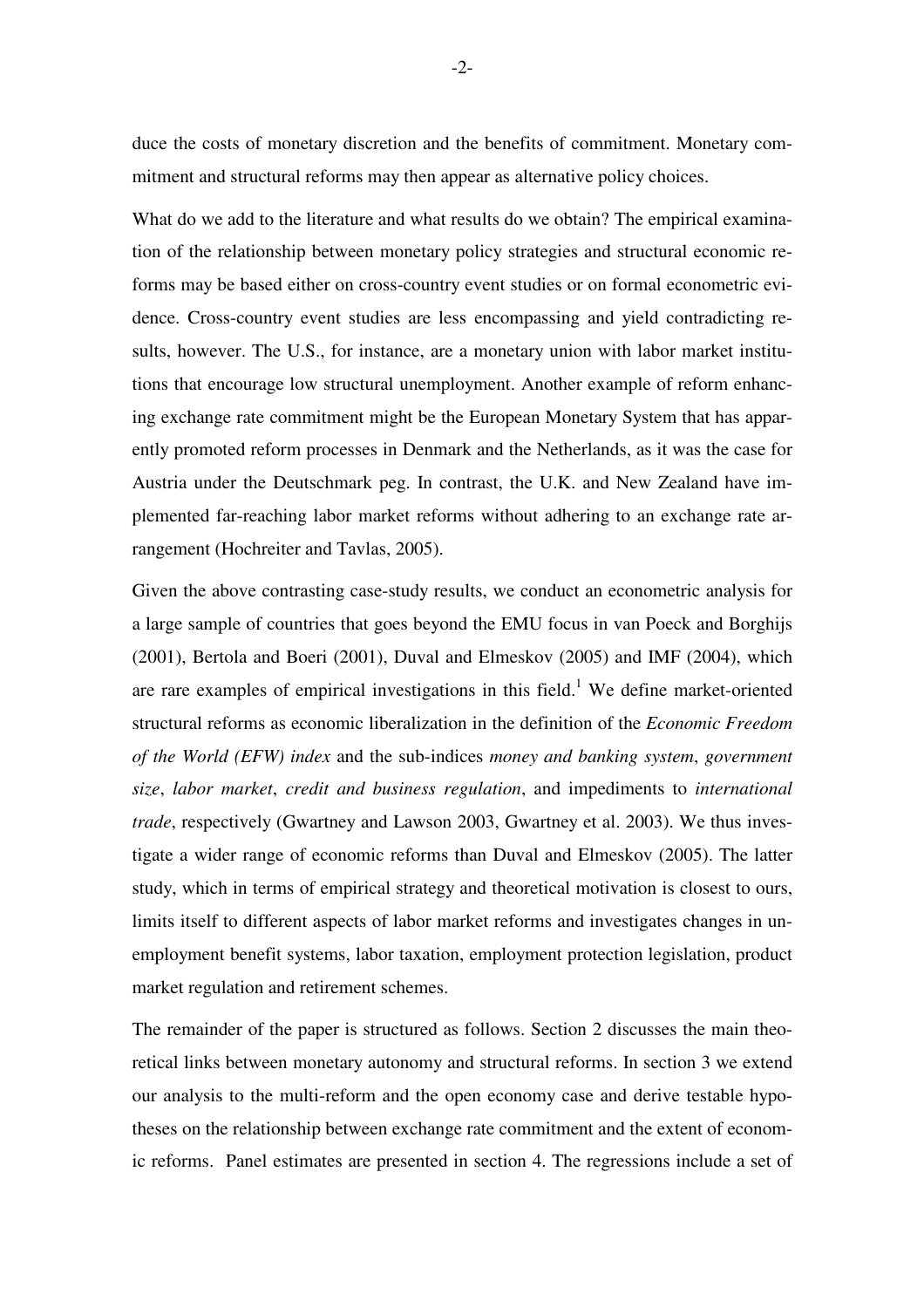duce the costs of monetary discretion and the benefits of commitment. Monetary commitment and structural reforms may then appear as alternative policy choices.

What do we add to the literature and what results do we obtain? The empirical examination of the relationship between monetary policy strategies and structural economic reforms may be based either on cross-country event studies or on formal econometric evidence. Cross-country event studies are less encompassing and yield contradicting results, however. The U.S., for instance, are a monetary union with labor market institutions that encourage low structural unemployment. Another example of reform enhancing exchange rate commitment might be the European Monetary System that has apparently promoted reform processes in Denmark and the Netherlands, as it was the case for Austria under the Deutschmark peg. In contrast, the U.K. and New Zealand have implemented far-reaching labor market reforms without adhering to an exchange rate arrangement (Hochreiter and Tavlas, 2005).

Given the above contrasting case-study results, we conduct an econometric analysis for a large sample of countries that goes beyond the EMU focus in van Poeck and Borghijs (2001), Bertola and Boeri (2001), Duval and Elmeskov (2005) and IMF (2004), which are rare examples of empirical investigations in this field.[1] We define market-oriented structural reforms as economic liberalization in the definition of the *Economic Freedom of the World (EFW) index* and the sub-indices *money and banking system*, *government size*, *labor market*, *credit and business regulation*, and impediments to *international trade*, respectively (Gwartney and Lawson 2003, Gwartney et al. 2003). We thus investigate a wider range of economic reforms than Duval and Elmeskov (2005). The latter study, which in terms of empirical strategy and theoretical motivation is closest to ours, limits itself to different aspects of labor market reforms and investigates changes in unemployment benefit systems, labor taxation, employment protection legislation, product market regulation and retirement schemes.

The remainder of the paper is structured as follows. Section 2 discusses the main theoretical links between monetary autonomy and structural reforms. In section 3 we extend our analysis to the multi-reform and the open economy case and derive testable hypotheses on the relationship between exchange rate commitment and the extent of economic reforms. Panel estimates are presented in section 4. The regressions include a set of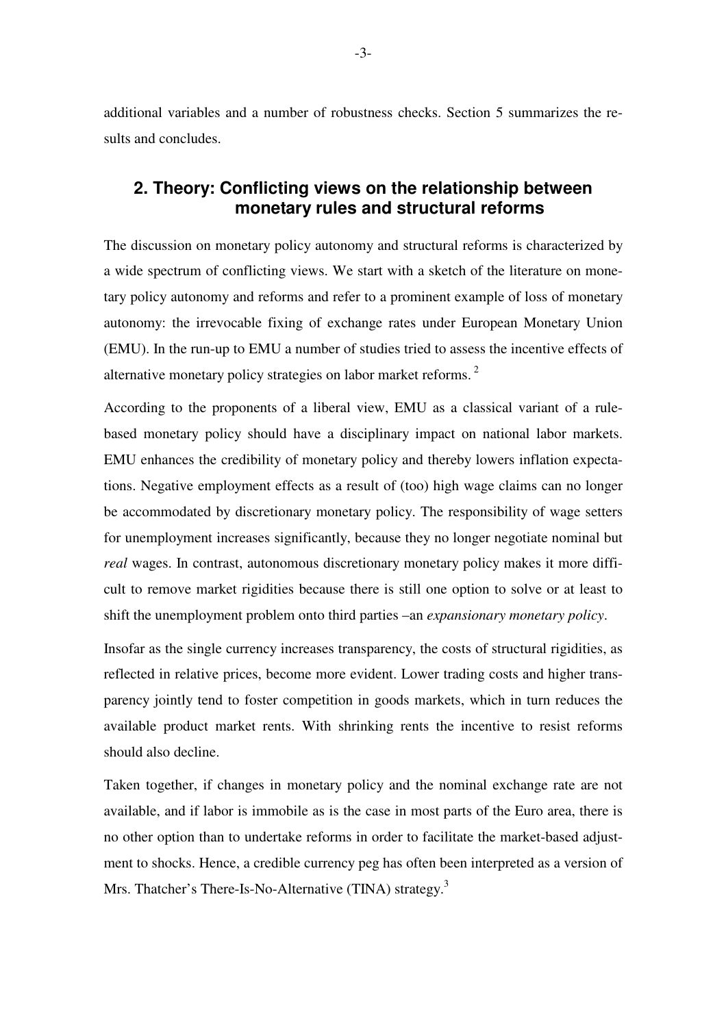additional variables and a number of robustness checks. Section 5 summarizes the results and concludes.

## 2. Theory: Conflicting views on the relationship between monetary rules and structural reforms

The discussion on monetary policy autonomy and structural reforms is characterized by a wide spectrum of conflicting views. We start with a sketch of the literature on monetary policy autonomy and reforms and refer to a prominent example of loss of monetary autonomy: the irrevocable fixing of exchange rates under European Monetary Union (EMU). In the run-up to EMU a number of studies tried to assess the incentive effects of alternative monetary policy strategies on labor market reforms. [2]

According to the proponents of a liberal view, EMU as a classical variant of a rule-based monetary policy should have a disciplinary impact on national labor markets. EMU enhances the credibility of monetary policy and thereby lowers inflation expectations. Negative employment effects as a result of (too) high wage claims can no longer be accommodated by discretionary monetary policy. The responsibility of wage setters for unemployment increases significantly, because they no longer negotiate nominal but *real* wages. In contrast, autonomous discretionary monetary policy makes it more difficult to remove market rigidities because there is still one option to solve or at least to shift the unemployment problem onto third parties –an *expansionary monetary policy*.

Insofar as the single currency increases transparency, the costs of structural rigidities, as reflected in relative prices, become more evident. Lower trading costs and higher transparency jointly tend to foster competition in goods markets, which in turn reduces the available product market rents. With shrinking rents the incentive to resist reforms should also decline.

Taken together, if changes in monetary policy and the nominal exchange rate are not available, and if labor is immobile as is the case in most parts of the Euro area, there is no other option than to undertake reforms in order to facilitate the market-based adjustment to shocks. Hence, a credible currency peg has often been interpreted as a version of Mrs. Thatcher's There-Is-No-Alternative (TINA) strategy.[3]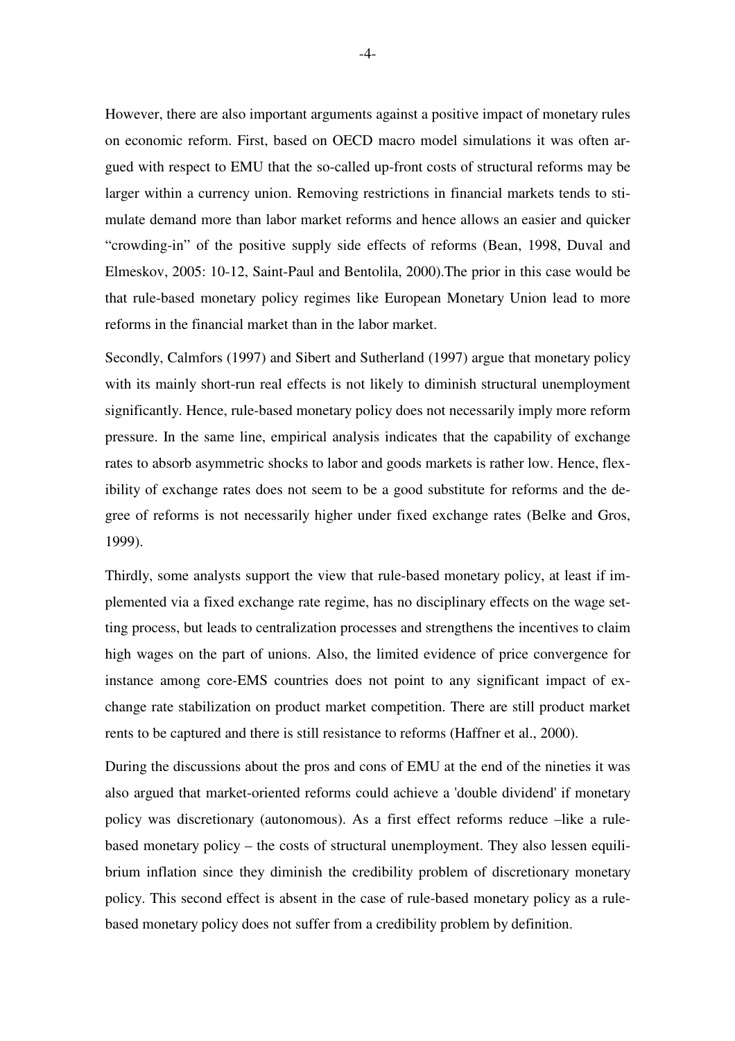However, there are also important arguments against a positive impact of monetary rules on economic reform. First, based on OECD macro model simulations it was often argued with respect to EMU that the so-called up-front costs of structural reforms may be larger within a currency union. Removing restrictions in financial markets tends to stimulate demand more than labor market reforms and hence allows an easier and quicker "crowding-in" of the positive supply side effects of reforms (Bean, 1998, Duval and Elmeskov, 2005: 10-12, Saint-Paul and Bentolila, 2000).The prior in this case would be that rule-based monetary policy regimes like European Monetary Union lead to more reforms in the financial market than in the labor market.

Secondly, Calmfors (1997) and Sibert and Sutherland (1997) argue that monetary policy with its mainly short-run real effects is not likely to diminish structural unemployment significantly. Hence, rule-based monetary policy does not necessarily imply more reform pressure. In the same line, empirical analysis indicates that the capability of exchange rates to absorb asymmetric shocks to labor and goods markets is rather low. Hence, flexibility of exchange rates does not seem to be a good substitute for reforms and the degree of reforms is not necessarily higher under fixed exchange rates (Belke and Gros, 1999).

Thirdly, some analysts support the view that rule-based monetary policy, at least if implemented via a fixed exchange rate regime, has no disciplinary effects on the wage setting process, but leads to centralization processes and strengthens the incentives to claim high wages on the part of unions. Also, the limited evidence of price convergence for instance among core-EMS countries does not point to any significant impact of exchange rate stabilization on product market competition. There are still product market rents to be captured and there is still resistance to reforms (Haffner et al., 2000).

During the discussions about the pros and cons of EMU at the end of the nineties it was also argued that market-oriented reforms could achieve a 'double dividend' if monetary policy was discretionary (autonomous). As a first effect reforms reduce –like a rule-based monetary policy – the costs of structural unemployment. They also lessen equilibrium inflation since they diminish the credibility problem of discretionary monetary policy. This second effect is absent in the case of rule-based monetary policy as a rule-based monetary policy does not suffer from a credibility problem by definition.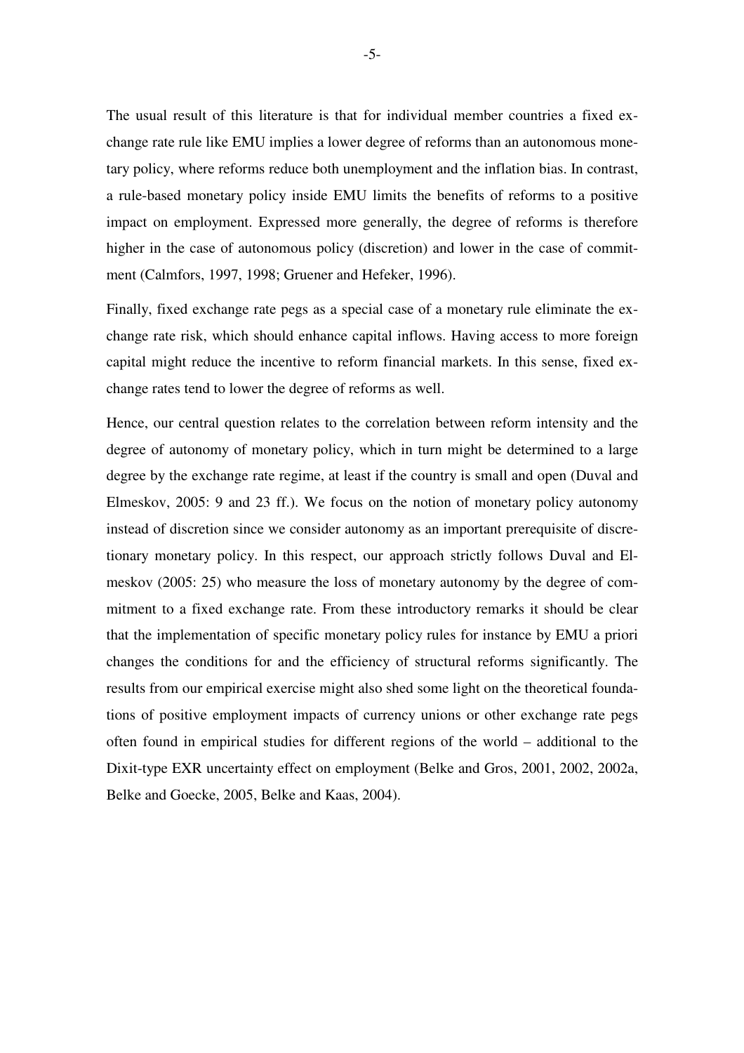The usual result of this literature is that for individual member countries a fixed exchange rate rule like EMU implies a lower degree of reforms than an autonomous monetary policy, where reforms reduce both unemployment and the inflation bias. In contrast, a rule-based monetary policy inside EMU limits the benefits of reforms to a positive impact on employment. Expressed more generally, the degree of reforms is therefore higher in the case of autonomous policy (discretion) and lower in the case of commitment (Calmfors, 1997, 1998; Gruener and Hefeker, 1996).

Finally, fixed exchange rate pegs as a special case of a monetary rule eliminate the exchange rate risk, which should enhance capital inflows. Having access to more foreign capital might reduce the incentive to reform financial markets. In this sense, fixed exchange rates tend to lower the degree of reforms as well.

Hence, our central question relates to the correlation between reform intensity and the degree of autonomy of monetary policy, which in turn might be determined to a large degree by the exchange rate regime, at least if the country is small and open (Duval and Elmeskov, 2005: 9 and 23 ff.). We focus on the notion of monetary policy autonomy instead of discretion since we consider autonomy as an important prerequisite of discretionary monetary policy. In this respect, our approach strictly follows Duval and Elmeskov (2005: 25) who measure the loss of monetary autonomy by the degree of commitment to a fixed exchange rate. From these introductory remarks it should be clear that the implementation of specific monetary policy rules for instance by EMU a priori changes the conditions for and the efficiency of structural reforms significantly. The results from our empirical exercise might also shed some light on the theoretical foundations of positive employment impacts of currency unions or other exchange rate pegs often found in empirical studies for different regions of the world – additional to the Dixit-type EXR uncertainty effect on employment (Belke and Gros, 2001, 2002, 2002a, Belke and Goecke, 2005, Belke and Kaas, 2004).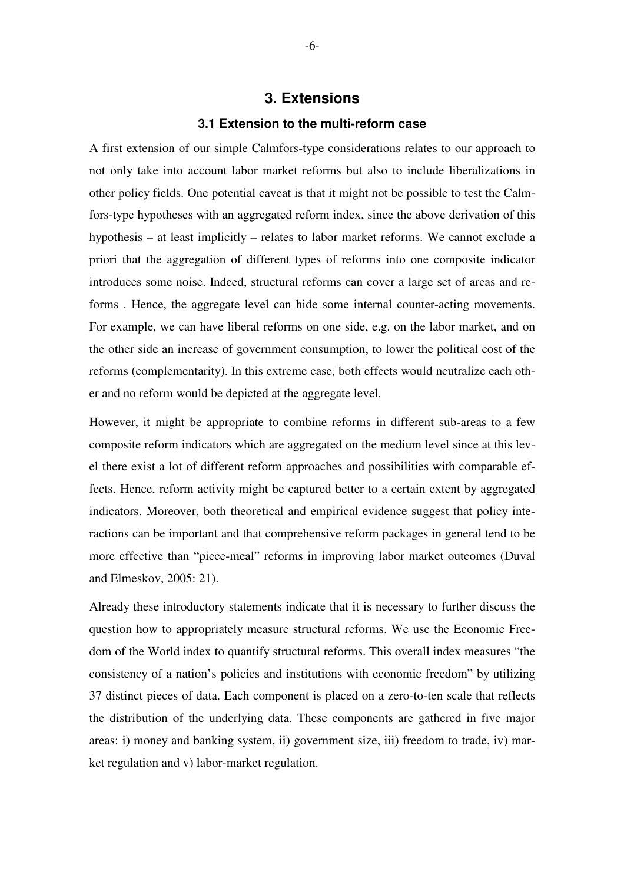# 3. Extensions

## 3.1 Extension to the multi-reform case

A first extension of our simple Calmfors-type considerations relates to our approach to not only take into account labor market reforms but also to include liberalizations in other policy fields. One potential caveat is that it might not be possible to test the Calmfors-type hypotheses with an aggregated reform index, since the above derivation of this hypothesis – at least implicitly – relates to labor market reforms. We cannot exclude a priori that the aggregation of different types of reforms into one composite indicator introduces some noise. Indeed, structural reforms can cover a large set of areas and reforms . Hence, the aggregate level can hide some internal counter-acting movements. For example, we can have liberal reforms on one side, e.g. on the labor market, and on the other side an increase of government consumption, to lower the political cost of the reforms (complementarity). In this extreme case, both effects would neutralize each other and no reform would be depicted at the aggregate level.

However, it might be appropriate to combine reforms in different sub-areas to a few composite reform indicators which are aggregated on the medium level since at this level there exist a lot of different reform approaches and possibilities with comparable effects. Hence, reform activity might be captured better to a certain extent by aggregated indicators. Moreover, both theoretical and empirical evidence suggest that policy interactions can be important and that comprehensive reform packages in general tend to be more effective than "piece-meal" reforms in improving labor market outcomes (Duval and Elmeskov, 2005: 21).

Already these introductory statements indicate that it is necessary to further discuss the question how to appropriately measure structural reforms. We use the Economic Freedom of the World index to quantify structural reforms. This overall index measures "the consistency of a nation's policies and institutions with economic freedom" by utilizing 37 distinct pieces of data. Each component is placed on a zero-to-ten scale that reflects the distribution of the underlying data. These components are gathered in five major areas: i) money and banking system, ii) government size, iii) freedom to trade, iv) market regulation and v) labor-market regulation.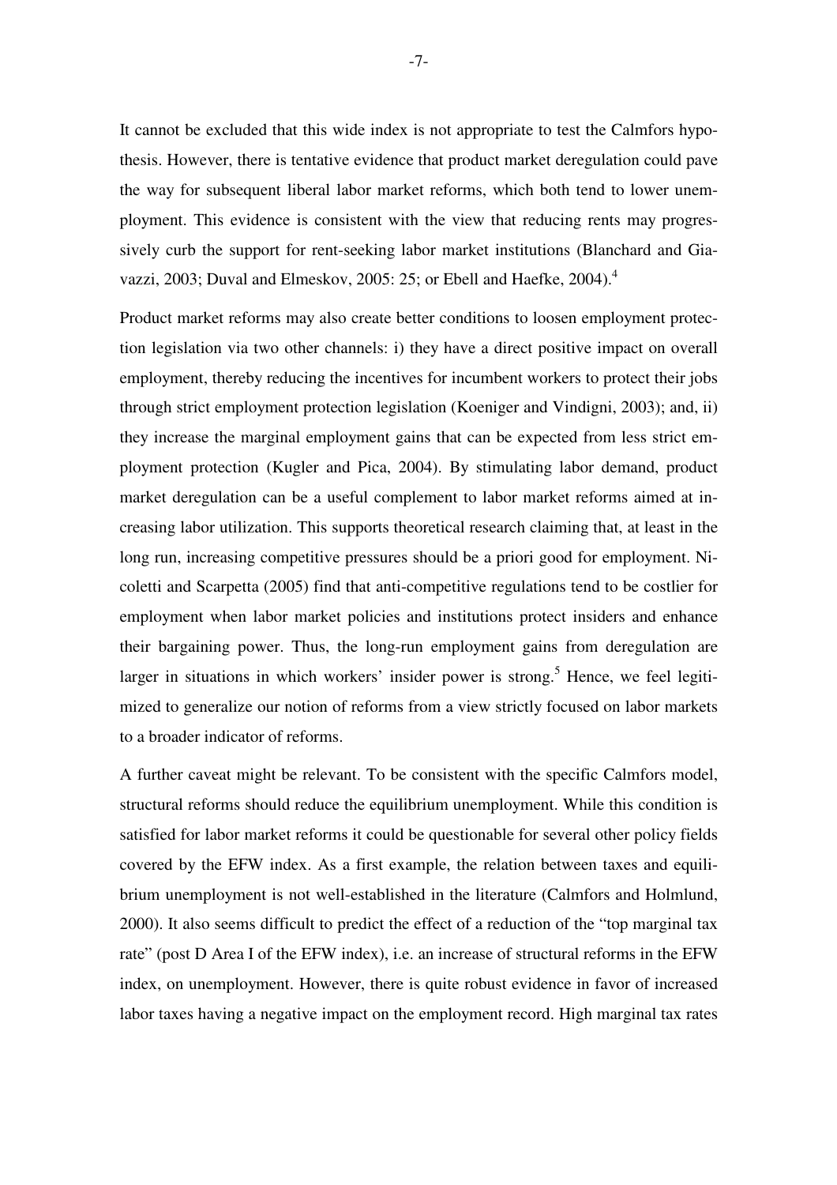It cannot be excluded that this wide index is not appropriate to test the Calmfors hypothesis. However, there is tentative evidence that product market deregulation could pave the way for subsequent liberal labor market reforms, which both tend to lower unemployment. This evidence is consistent with the view that reducing rents may progressively curb the support for rent-seeking labor market institutions (Blanchard and Giavazzi, 2003; Duval and Elmeskov, 2005: 25; or Ebell and Haefke, 2004).[4]

Product market reforms may also create better conditions to loosen employment protection legislation via two other channels: i) they have a direct positive impact on overall employment, thereby reducing the incentives for incumbent workers to protect their jobs through strict employment protection legislation (Koeniger and Vindigni, 2003); and, ii) they increase the marginal employment gains that can be expected from less strict employment protection (Kugler and Pica, 2004). By stimulating labor demand, product market deregulation can be a useful complement to labor market reforms aimed at increasing labor utilization. This supports theoretical research claiming that, at least in the long run, increasing competitive pressures should be a priori good for employment. Nicoletti and Scarpetta (2005) find that anti-competitive regulations tend to be costlier for employment when labor market policies and institutions protect insiders and enhance their bargaining power. Thus, the long-run employment gains from deregulation are larger in situations in which workers' insider power is strong.[5] Hence, we feel legitimized to generalize our notion of reforms from a view strictly focused on labor markets to a broader indicator of reforms.

A further caveat might be relevant. To be consistent with the specific Calmfors model, structural reforms should reduce the equilibrium unemployment. While this condition is satisfied for labor market reforms it could be questionable for several other policy fields covered by the EFW index. As a first example, the relation between taxes and equilibrium unemployment is not well-established in the literature (Calmfors and Holmlund, 2000). It also seems difficult to predict the effect of a reduction of the "top marginal tax rate" (post D Area I of the EFW index), i.e. an increase of structural reforms in the EFW index, on unemployment. However, there is quite robust evidence in favor of increased labor taxes having a negative impact on the employment record. High marginal tax rates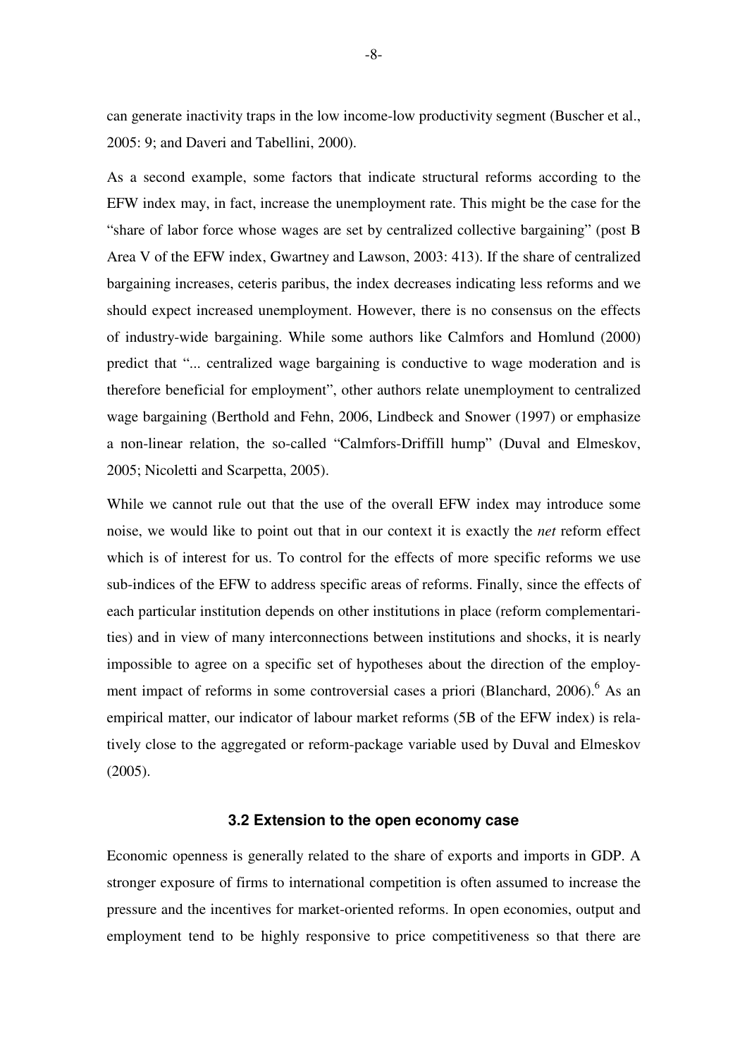can generate inactivity traps in the low income-low productivity segment (Buscher et al., 2005: 9; and Daveri and Tabellini, 2000).

As a second example, some factors that indicate structural reforms according to the EFW index may, in fact, increase the unemployment rate. This might be the case for the "share of labor force whose wages are set by centralized collective bargaining" (post B Area V of the EFW index, Gwartney and Lawson, 2003: 413). If the share of centralized bargaining increases, ceteris paribus, the index decreases indicating less reforms and we should expect increased unemployment. However, there is no consensus on the effects of industry-wide bargaining. While some authors like Calmfors and Homlund (2000) predict that "... centralized wage bargaining is conductive to wage moderation and is therefore beneficial for employment", other authors relate unemployment to centralized wage bargaining (Berthold and Fehn, 2006, Lindbeck and Snower (1997) or emphasize a non-linear relation, the so-called "Calmfors-Driffill hump" (Duval and Elmeskov, 2005; Nicoletti and Scarpetta, 2005).

While we cannot rule out that the use of the overall EFW index may introduce some noise, we would like to point out that in our context it is exactly the *net* reform effect which is of interest for us. To control for the effects of more specific reforms we use sub-indices of the EFW to address specific areas of reforms. Finally, since the effects of each particular institution depends on other institutions in place (reform complementarities) and in view of many interconnections between institutions and shocks, it is nearly impossible to agree on a specific set of hypotheses about the direction of the employment impact of reforms in some controversial cases a priori (Blanchard, 2006).[6] As an empirical matter, our indicator of labour market reforms (5B of the EFW index) is relatively close to the aggregated or reform-package variable used by Duval and Elmeskov (2005).

### 3.2 Extension to the open economy case

Economic openness is generally related to the share of exports and imports in GDP. A stronger exposure of firms to international competition is often assumed to increase the pressure and the incentives for market-oriented reforms. In open economies, output and employment tend to be highly responsive to price competitiveness so that there are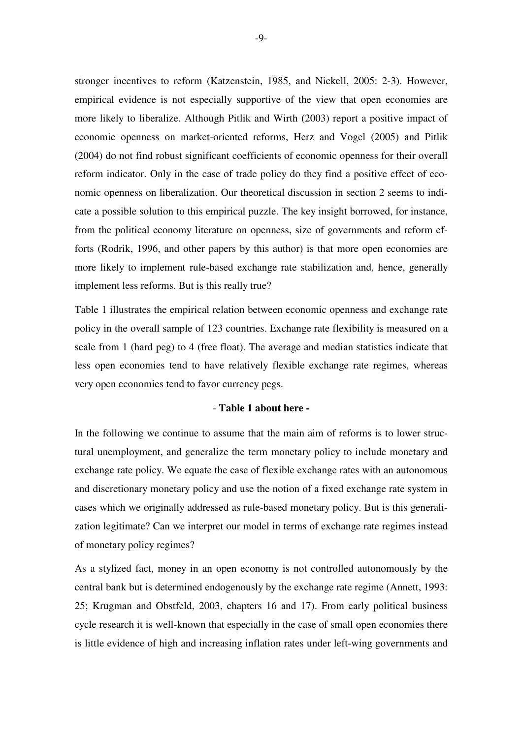stronger incentives to reform (Katzenstein, 1985, and Nickell, 2005: 2-3). However, empirical evidence is not especially supportive of the view that open economies are more likely to liberalize. Although Pitlik and Wirth (2003) report a positive impact of economic openness on market-oriented reforms, Herz and Vogel (2005) and Pitlik (2004) do not find robust significant coefficients of economic openness for their overall reform indicator. Only in the case of trade policy do they find a positive effect of economic openness on liberalization. Our theoretical discussion in section 2 seems to indicate a possible solution to this empirical puzzle. The key insight borrowed, for instance, from the political economy literature on openness, size of governments and reform efforts (Rodrik, 1996, and other papers by this author) is that more open economies are more likely to implement rule-based exchange rate stabilization and, hence, generally implement less reforms. But is this really true?

Table 1 illustrates the empirical relation between economic openness and exchange rate policy in the overall sample of 123 countries. Exchange rate flexibility is measured on a scale from 1 (hard peg) to 4 (free float). The average and median statistics indicate that less open economies tend to have relatively flexible exchange rate regimes, whereas very open economies tend to favor currency pegs.

- **Table 1 about here -**

In the following we continue to assume that the main aim of reforms is to lower structural unemployment, and generalize the term monetary policy to include monetary and exchange rate policy. We equate the case of flexible exchange rates with an autonomous and discretionary monetary policy and use the notion of a fixed exchange rate system in cases which we originally addressed as rule-based monetary policy. But is this generalization legitimate? Can we interpret our model in terms of exchange rate regimes instead of monetary policy regimes?

As a stylized fact, money in an open economy is not controlled autonomously by the central bank but is determined endogenously by the exchange rate regime (Annett, 1993: 25; Krugman and Obstfeld, 2003, chapters 16 and 17). From early political business cycle research it is well-known that especially in the case of small open economies there is little evidence of high and increasing inflation rates under left-wing governments and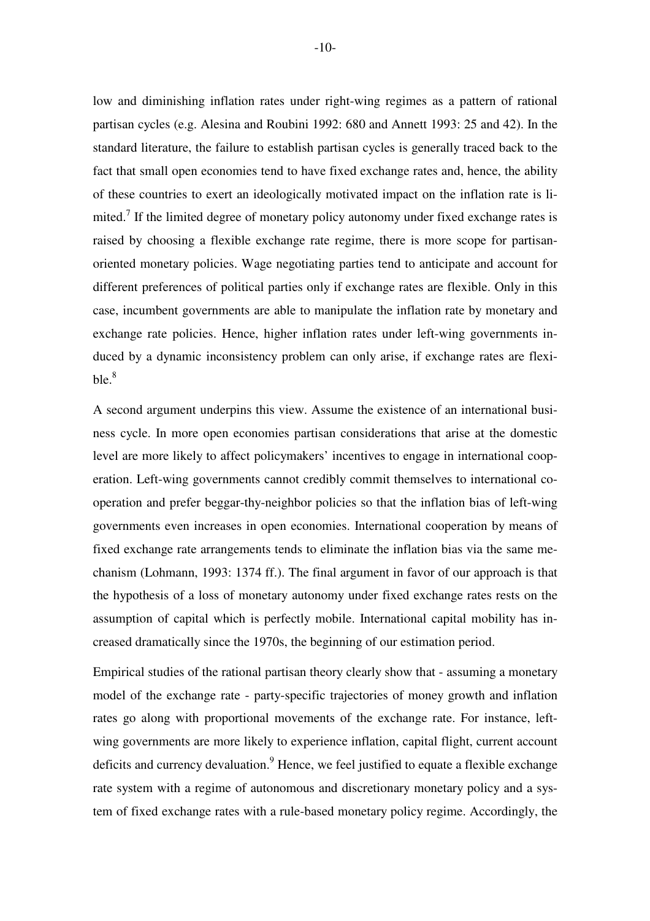low and diminishing inflation rates under right-wing regimes as a pattern of rational partisan cycles (e.g. Alesina and Roubini 1992: 680 and Annett 1993: 25 and 42). In the standard literature, the failure to establish partisan cycles is generally traced back to the fact that small open economies tend to have fixed exchange rates and, hence, the ability of these countries to exert an ideologically motivated impact on the inflation rate is limited.[7] If the limited degree of monetary policy autonomy under fixed exchange rates is raised by choosing a flexible exchange rate regime, there is more scope for partisan-oriented monetary policies. Wage negotiating parties tend to anticipate and account for different preferences of political parties only if exchange rates are flexible. Only in this case, incumbent governments are able to manipulate the inflation rate by monetary and exchange rate policies. Hence, higher inflation rates under left-wing governments induced by a dynamic inconsistency problem can only arise, if exchange rates are flexible.[8]

A second argument underpins this view. Assume the existence of an international business cycle. In more open economies partisan considerations that arise at the domestic level are more likely to affect policymakers' incentives to engage in international cooperation. Left-wing governments cannot credibly commit themselves to international cooperation and prefer beggar-thy-neighbor policies so that the inflation bias of left-wing governments even increases in open economies. International cooperation by means of fixed exchange rate arrangements tends to eliminate the inflation bias via the same mechanism (Lohmann, 1993: 1374 ff.). The final argument in favor of our approach is that the hypothesis of a loss of monetary autonomy under fixed exchange rates rests on the assumption of capital which is perfectly mobile. International capital mobility has increased dramatically since the 1970s, the beginning of our estimation period.

Empirical studies of the rational partisan theory clearly show that - assuming a monetary model of the exchange rate - party-specific trajectories of money growth and inflation rates go along with proportional movements of the exchange rate. For instance, left-wing governments are more likely to experience inflation, capital flight, current account deficits and currency devaluation.[9] Hence, we feel justified to equate a flexible exchange rate system with a regime of autonomous and discretionary monetary policy and a system of fixed exchange rates with a rule-based monetary policy regime. Accordingly, the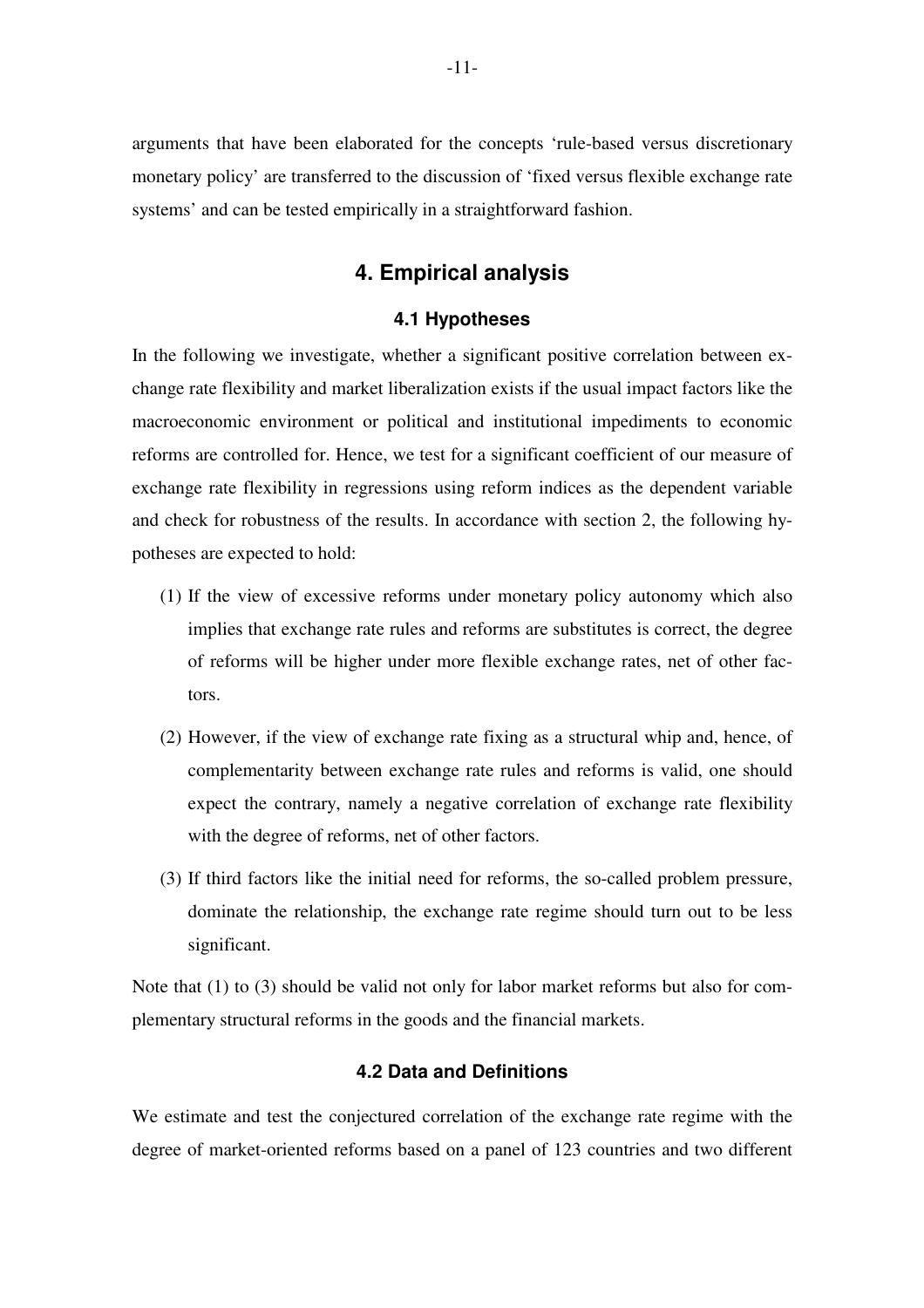arguments that have been elaborated for the concepts 'rule-based versus discretionary monetary policy' are transferred to the discussion of 'fixed versus flexible exchange rate systems' and can be tested empirically in a straightforward fashion.

## 4. Empirical analysis

### 4.1 Hypotheses

In the following we investigate, whether a significant positive correlation between exchange rate flexibility and market liberalization exists if the usual impact factors like the macroeconomic environment or political and institutional impediments to economic reforms are controlled for. Hence, we test for a significant coefficient of our measure of exchange rate flexibility in regressions using reform indices as the dependent variable and check for robustness of the results. In accordance with section 2, the following hypotheses are expected to hold:

(1) If the view of excessive reforms under monetary policy autonomy which also implies that exchange rate rules and reforms are substitutes is correct, the degree of reforms will be higher under more flexible exchange rates, net of other factors.

(2) However, if the view of exchange rate fixing as a structural whip and, hence, of complementarity between exchange rate rules and reforms is valid, one should expect the contrary, namely a negative correlation of exchange rate flexibility with the degree of reforms, net of other factors.

(3) If third factors like the initial need for reforms, the so-called problem pressure, dominate the relationship, the exchange rate regime should turn out to be less significant.

Note that (1) to (3) should be valid not only for labor market reforms but also for complementary structural reforms in the goods and the financial markets.

### 4.2 Data and Definitions

We estimate and test the conjectured correlation of the exchange rate regime with the degree of market-oriented reforms based on a panel of 123 countries and two different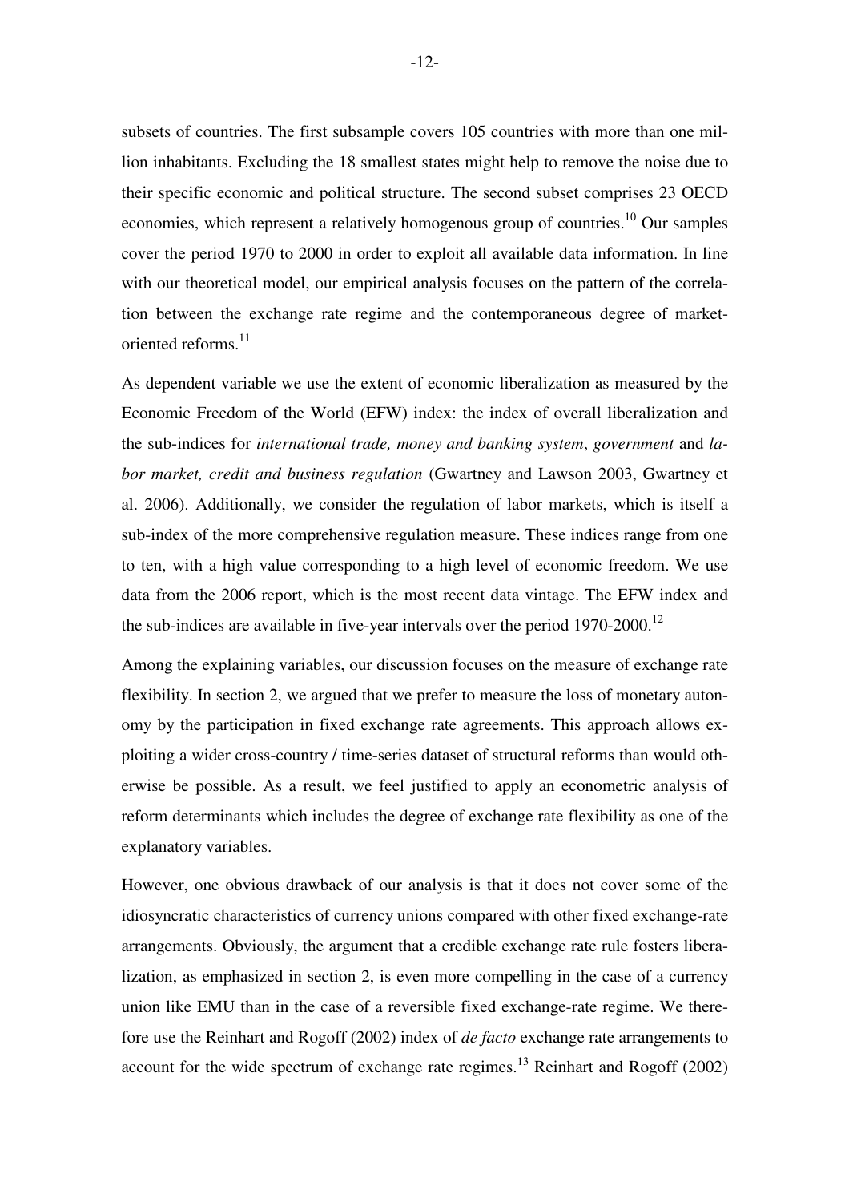subsets of countries. The first subsample covers 105 countries with more than one million inhabitants. Excluding the 18 smallest states might help to remove the noise due to their specific economic and political structure. The second subset comprises 23 OECD economies, which represent a relatively homogenous group of countries.[10] Our samples cover the period 1970 to 2000 in order to exploit all available data information. In line with our theoretical model, our empirical analysis focuses on the pattern of the correlation between the exchange rate regime and the contemporaneous degree of market-oriented reforms.[11]

As dependent variable we use the extent of economic liberalization as measured by the Economic Freedom of the World (EFW) index: the index of overall liberalization and the sub-indices for *international trade, money and banking system*, *government* and *labor market, credit and business regulation* (Gwartney and Lawson 2003, Gwartney et al. 2006). Additionally, we consider the regulation of labor markets, which is itself a sub-index of the more comprehensive regulation measure. These indices range from one to ten, with a high value corresponding to a high level of economic freedom. We use data from the 2006 report, which is the most recent data vintage. The EFW index and the sub-indices are available in five-year intervals over the period 1970-2000.[12]

Among the explaining variables, our discussion focuses on the measure of exchange rate flexibility. In section 2, we argued that we prefer to measure the loss of monetary autonomy by the participation in fixed exchange rate agreements. This approach allows exploiting a wider cross-country / time-series dataset of structural reforms than would otherwise be possible. As a result, we feel justified to apply an econometric analysis of reform determinants which includes the degree of exchange rate flexibility as one of the explanatory variables.

However, one obvious drawback of our analysis is that it does not cover some of the idiosyncratic characteristics of currency unions compared with other fixed exchange-rate arrangements. Obviously, the argument that a credible exchange rate rule fosters liberalization, as emphasized in section 2, is even more compelling in the case of a currency union like EMU than in the case of a reversible fixed exchange-rate regime. We therefore use the Reinhart and Rogoff (2002) index of *de facto* exchange rate arrangements to account for the wide spectrum of exchange rate regimes.[13] Reinhart and Rogoff (2002)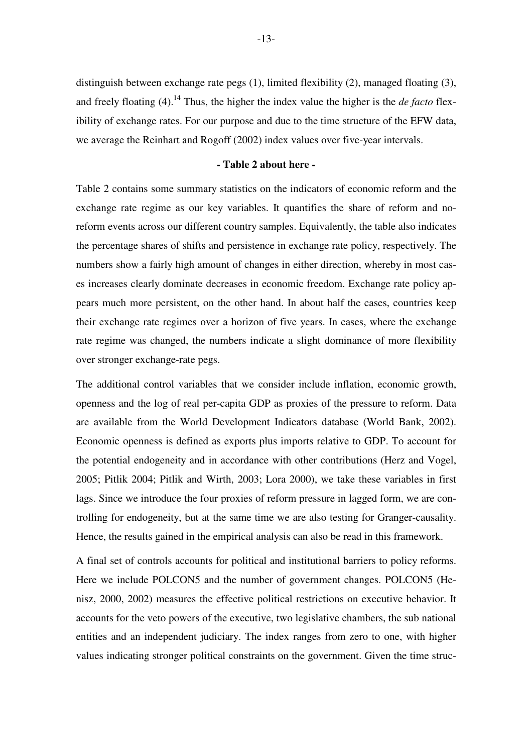distinguish between exchange rate pegs (1), limited flexibility (2), managed floating (3), and freely floating (4).[14] Thus, the higher the index value the higher is the *de facto* flexibility of exchange rates. For our purpose and due to the time structure of the EFW data, we average the Reinhart and Rogoff (2002) index values over five-year intervals.

**- Table 2 about here -**

Table 2 contains some summary statistics on the indicators of economic reform and the exchange rate regime as our key variables. It quantifies the share of reform and no-reform events across our different country samples. Equivalently, the table also indicates the percentage shares of shifts and persistence in exchange rate policy, respectively. The numbers show a fairly high amount of changes in either direction, whereby in most cases increases clearly dominate decreases in economic freedom. Exchange rate policy appears much more persistent, on the other hand. In about half the cases, countries keep their exchange rate regimes over a horizon of five years. In cases, where the exchange rate regime was changed, the numbers indicate a slight dominance of more flexibility over stronger exchange-rate pegs.

The additional control variables that we consider include inflation, economic growth, openness and the log of real per-capita GDP as proxies of the pressure to reform. Data are available from the World Development Indicators database (World Bank, 2002). Economic openness is defined as exports plus imports relative to GDP. To account for the potential endogeneity and in accordance with other contributions (Herz and Vogel, 2005; Pitlik 2004; Pitlik and Wirth, 2003; Lora 2000), we take these variables in first lags. Since we introduce the four proxies of reform pressure in lagged form, we are controlling for endogeneity, but at the same time we are also testing for Granger-causality. Hence, the results gained in the empirical analysis can also be read in this framework.

A final set of controls accounts for political and institutional barriers to policy reforms. Here we include POLCON5 and the number of government changes. POLCON5 (Henisz, 2000, 2002) measures the effective political restrictions on executive behavior. It accounts for the veto powers of the executive, two legislative chambers, the sub national entities and an independent judiciary. The index ranges from zero to one, with higher values indicating stronger political constraints on the government. Given the time struc-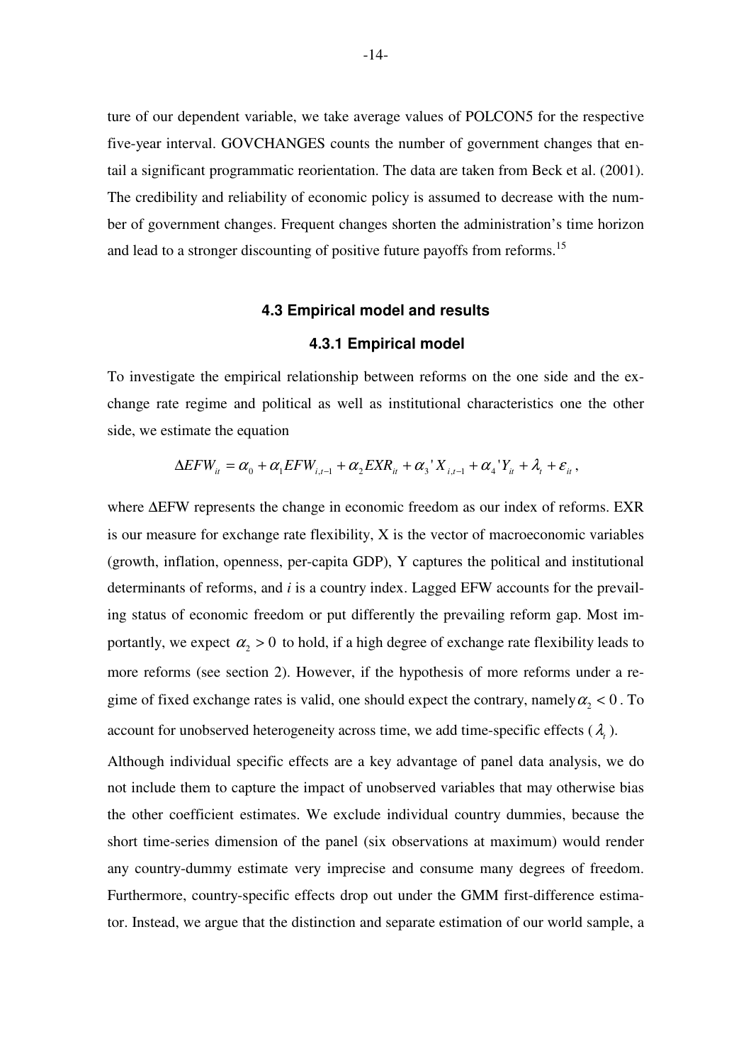ture of our dependent variable, we take average values of POLCON5 for the respective five-year interval. GOVCHANGES counts the number of government changes that entail a significant programmatic reorientation. The data are taken from Beck et al. (2001). The credibility and reliability of economic policy is assumed to decrease with the number of government changes. Frequent changes shorten the administration's time horizon and lead to a stronger discounting of positive future payoffs from reforms.[15]

### 4.3 Empirical model and results

#### 4.3.1 Empirical model

To investigate the empirical relationship between reforms on the one side and the exchange rate regime and political as well as institutional characteristics one the other side, we estimate the equation

$$\Delta EFW_{it} = \alpha_0 + \alpha_1 EFW_{i,t-1} + \alpha_2 EXR_{it} + \alpha_3 ' X_{i,t-1} + \alpha_4 ' Y_{it} + \lambda_t + \varepsilon_{it} ,$$

where ΔEFW represents the change in economic freedom as our index of reforms. EXR is our measure for exchange rate flexibility, X is the vector of macroeconomic variables (growth, inflation, openness, per-capita GDP), Y captures the political and institutional determinants of reforms, and *i* is a country index. Lagged EFW accounts for the prevailing status of economic freedom or put differently the prevailing reform gap. Most importantly, we expect $\alpha_2 > 0$ to hold, if a high degree of exchange rate flexibility leads to more reforms (see section 2). However, if the hypothesis of more reforms under a regime of fixed exchange rates is valid, one should expect the contrary, namely $\alpha_2 < 0$. To account for unobserved heterogeneity across time, we add time-specific effects ($\lambda_t$).

Although individual specific effects are a key advantage of panel data analysis, we do not include them to capture the impact of unobserved variables that may otherwise bias the other coefficient estimates. We exclude individual country dummies, because the short time-series dimension of the panel (six observations at maximum) would render any country-dummy estimate very imprecise and consume many degrees of freedom. Furthermore, country-specific effects drop out under the GMM first-difference estimator. Instead, we argue that the distinction and separate estimation of our world sample, a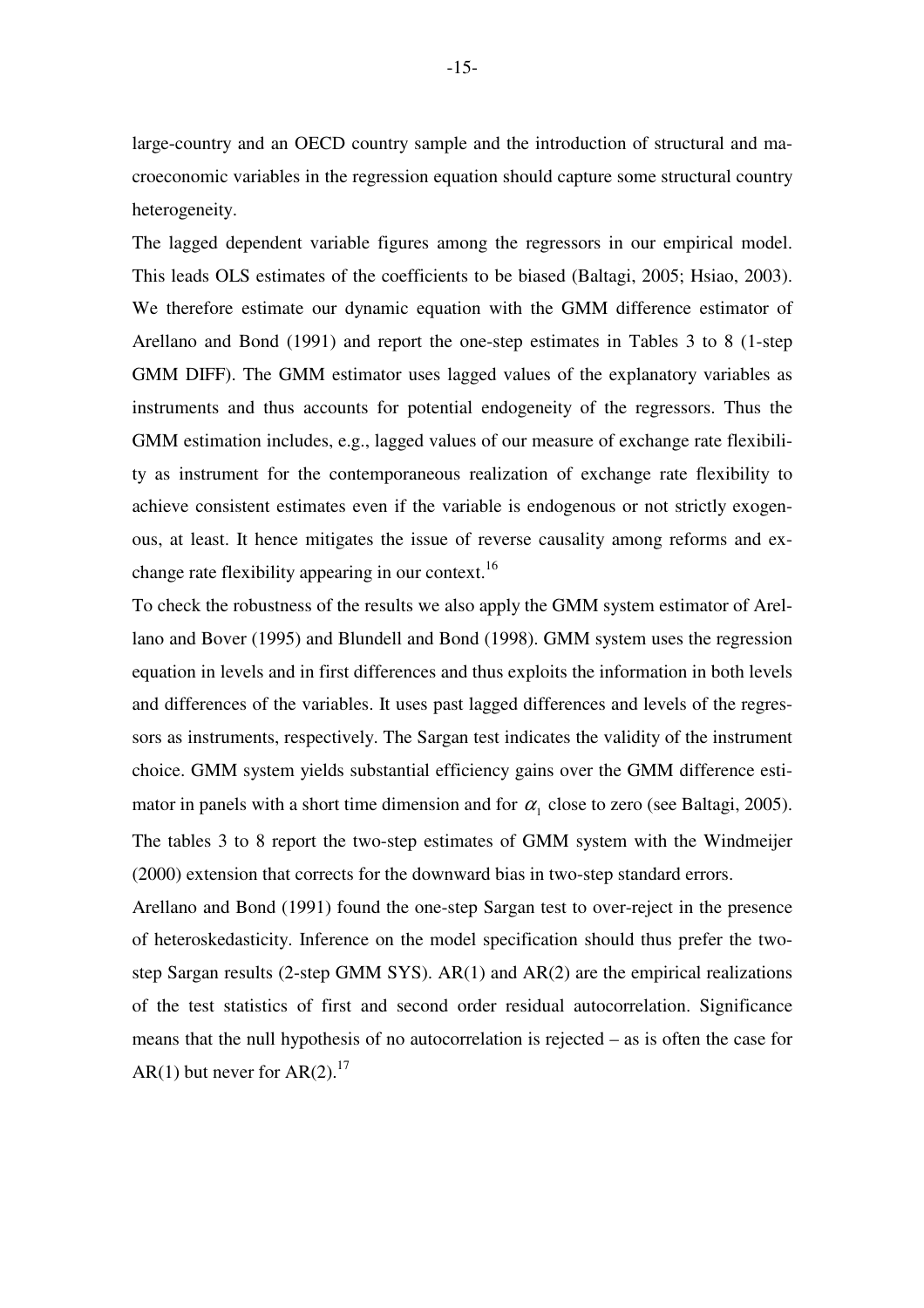large-country and an OECD country sample and the introduction of structural and macroeconomic variables in the regression equation should capture some structural country heterogeneity.

The lagged dependent variable figures among the regressors in our empirical model. This leads OLS estimates of the coefficients to be biased (Baltagi, 2005; Hsiao, 2003). We therefore estimate our dynamic equation with the GMM difference estimator of Arellano and Bond (1991) and report the one-step estimates in Tables 3 to 8 (1-step GMM DIFF). The GMM estimator uses lagged values of the explanatory variables as instruments and thus accounts for potential endogeneity of the regressors. Thus the GMM estimation includes, e.g., lagged values of our measure of exchange rate flexibility as instrument for the contemporaneous realization of exchange rate flexibility to achieve consistent estimates even if the variable is endogenous or not strictly exogenous, at least. It hence mitigates the issue of reverse causality among reforms and exchange rate flexibility appearing in our context.[16]

To check the robustness of the results we also apply the GMM system estimator of Arellano and Bover (1995) and Blundell and Bond (1998). GMM system uses the regression equation in levels and in first differences and thus exploits the information in both levels and differences of the variables. It uses past lagged differences and levels of the regressors as instruments, respectively. The Sargan test indicates the validity of the instrument choice. GMM system yields substantial efficiency gains over the GMM difference estimator in panels with a short time dimension and for $\alpha_1$ close to zero (see Baltagi, 2005). The tables 3 to 8 report the two-step estimates of GMM system with the Windmeijer (2000) extension that corrects for the downward bias in two-step standard errors.

Arellano and Bond (1991) found the one-step Sargan test to over-reject in the presence of heteroskedasticity. Inference on the model specification should thus prefer the two-step Sargan results (2-step GMM SYS). AR(1) and AR(2) are the empirical realizations of the test statistics of first and second order residual autocorrelation. Significance means that the null hypothesis of no autocorrelation is rejected – as is often the case for AR(1) but never for AR(2).[17]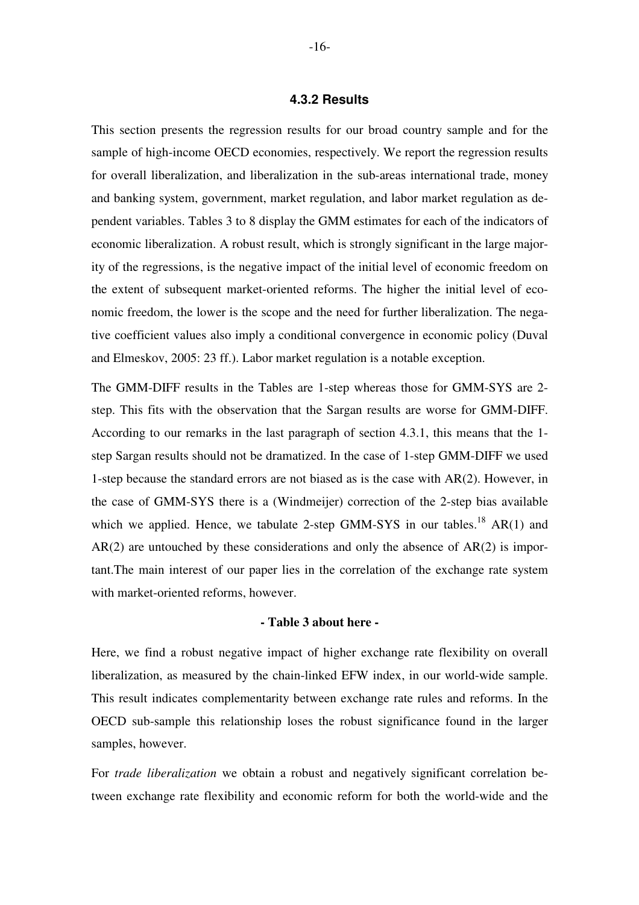### 4.3.2 Results

This section presents the regression results for our broad country sample and for the sample of high-income OECD economies, respectively. We report the regression results for overall liberalization, and liberalization in the sub-areas international trade, money and banking system, government, market regulation, and labor market regulation as dependent variables. Tables 3 to 8 display the GMM estimates for each of the indicators of economic liberalization. A robust result, which is strongly significant in the large majority of the regressions, is the negative impact of the initial level of economic freedom on the extent of subsequent market-oriented reforms. The higher the initial level of economic freedom, the lower is the scope and the need for further liberalization. The negative coefficient values also imply a conditional convergence in economic policy (Duval and Elmeskov, 2005: 23 ff.). Labor market regulation is a notable exception.

The GMM-DIFF results in the Tables are 1-step whereas those for GMM-SYS are 2-step. This fits with the observation that the Sargan results are worse for GMM-DIFF. According to our remarks in the last paragraph of section 4.3.1, this means that the 1-step Sargan results should not be dramatized. In the case of 1-step GMM-DIFF we used 1-step because the standard errors are not biased as is the case with AR(2). However, in the case of GMM-SYS there is a (Windmeijer) correction of the 2-step bias available which we applied. Hence, we tabulate 2-step GMM-SYS in our tables.[18] AR(1) and AR(2) are untouched by these considerations and only the absence of AR(2) is important.The main interest of our paper lies in the correlation of the exchange rate system with market-oriented reforms, however.

**- Table 3 about here -**

Here, we find a robust negative impact of higher exchange rate flexibility on overall liberalization, as measured by the chain-linked EFW index, in our world-wide sample. This result indicates complementarity between exchange rate rules and reforms. In the OECD sub-sample this relationship loses the robust significance found in the larger samples, however.

For *trade liberalization* we obtain a robust and negatively significant correlation between exchange rate flexibility and economic reform for both the world-wide and the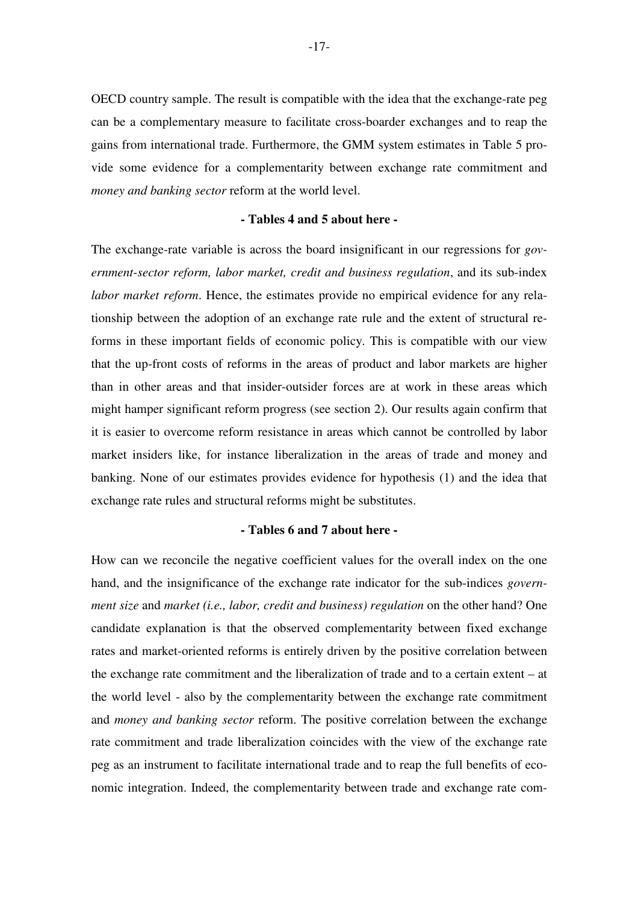OECD country sample. The result is compatible with the idea that the exchange-rate peg can be a complementary measure to facilitate cross-boarder exchanges and to reap the gains from international trade. Furthermore, the GMM system estimates in Table 5 provide some evidence for a complementarity between exchange rate commitment and *money and banking sector* reform at the world level.

**- Tables 4 and 5 about here -**

The exchange-rate variable is across the board insignificant in our regressions for *government-sector reform, labor market, credit and business regulation*, and its sub-index *labor market reform*. Hence, the estimates provide no empirical evidence for any relationship between the adoption of an exchange rate rule and the extent of structural reforms in these important fields of economic policy. This is compatible with our view that the up-front costs of reforms in the areas of product and labor markets are higher than in other areas and that insider-outsider forces are at work in these areas which might hamper significant reform progress (see section 2). Our results again confirm that it is easier to overcome reform resistance in areas which cannot be controlled by labor market insiders like, for instance liberalization in the areas of trade and money and banking. None of our estimates provides evidence for hypothesis (1) and the idea that exchange rate rules and structural reforms might be substitutes.

**- Tables 6 and 7 about here -**

How can we reconcile the negative coefficient values for the overall index on the one hand, and the insignificance of the exchange rate indicator for the sub-indices *government size* and *market (i.e., labor, credit and business) regulation* on the other hand? One candidate explanation is that the observed complementarity between fixed exchange rates and market-oriented reforms is entirely driven by the positive correlation between the exchange rate commitment and the liberalization of trade and to a certain extent – at the world level - also by the complementarity between the exchange rate commitment and *money and banking sector* reform. The positive correlation between the exchange rate commitment and trade liberalization coincides with the view of the exchange rate peg as an instrument to facilitate international trade and to reap the full benefits of economic integration. Indeed, the complementarity between trade and exchange rate com-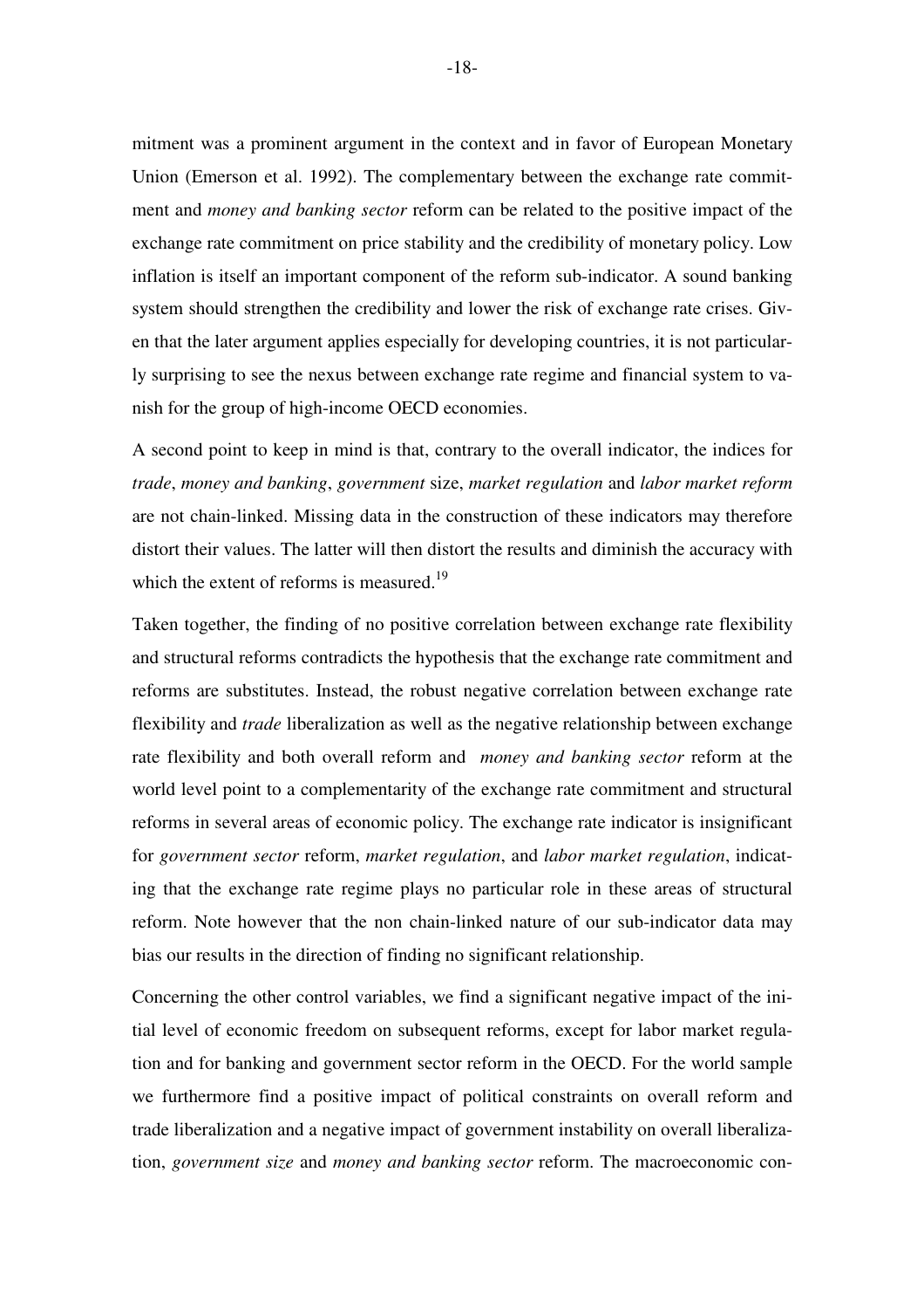mitment was a prominent argument in the context and in favor of European Monetary Union (Emerson et al. 1992). The complementary between the exchange rate commitment and *money and banking sector* reform can be related to the positive impact of the exchange rate commitment on price stability and the credibility of monetary policy. Low inflation is itself an important component of the reform sub-indicator. A sound banking system should strengthen the credibility and lower the risk of exchange rate crises. Given that the later argument applies especially for developing countries, it is not particularly surprising to see the nexus between exchange rate regime and financial system to vanish for the group of high-income OECD economies.

A second point to keep in mind is that, contrary to the overall indicator, the indices for *trade*, *money and banking*, *government* size, *market regulation* and *labor market reform* are not chain-linked. Missing data in the construction of these indicators may therefore distort their values. The latter will then distort the results and diminish the accuracy with which the extent of reforms is measured.[19]

Taken together, the finding of no positive correlation between exchange rate flexibility and structural reforms contradicts the hypothesis that the exchange rate commitment and reforms are substitutes. Instead, the robust negative correlation between exchange rate flexibility and *trade* liberalization as well as the negative relationship between exchange rate flexibility and both overall reform and *money and banking sector* reform at the world level point to a complementarity of the exchange rate commitment and structural reforms in several areas of economic policy. The exchange rate indicator is insignificant for *government sector* reform, *market regulation*, and *labor market regulation*, indicating that the exchange rate regime plays no particular role in these areas of structural reform. Note however that the non chain-linked nature of our sub-indicator data may bias our results in the direction of finding no significant relationship.

Concerning the other control variables, we find a significant negative impact of the initial level of economic freedom on subsequent reforms, except for labor market regulation and for banking and government sector reform in the OECD. For the world sample we furthermore find a positive impact of political constraints on overall reform and trade liberalization and a negative impact of government instability on overall liberalization, *government size* and *money and banking sector* reform. The macroeconomic con-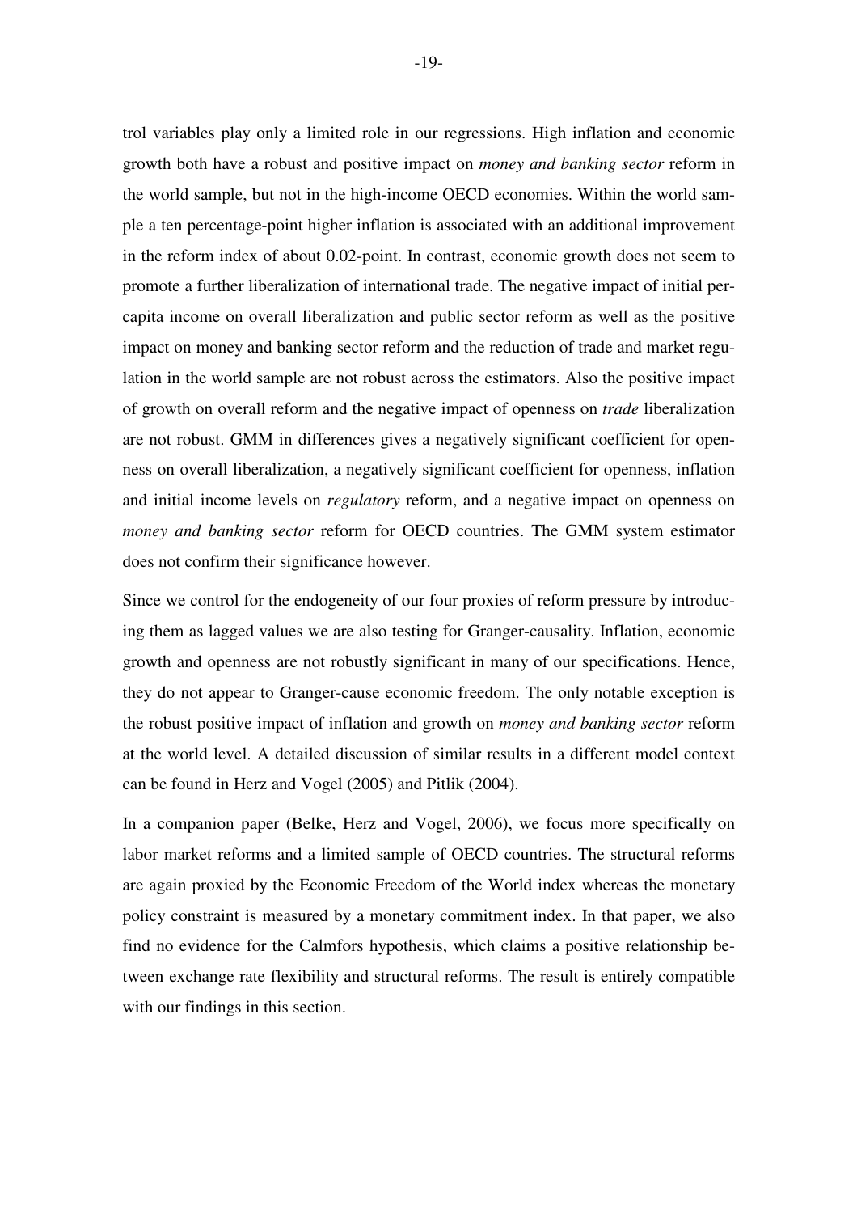trol variables play only a limited role in our regressions. High inflation and economic growth both have a robust and positive impact on *money and banking sector* reform in the world sample, but not in the high-income OECD economies. Within the world sample a ten percentage-point higher inflation is associated with an additional improvement in the reform index of about 0.02-point. In contrast, economic growth does not seem to promote a further liberalization of international trade. The negative impact of initial per-capita income on overall liberalization and public sector reform as well as the positive impact on money and banking sector reform and the reduction of trade and market regulation in the world sample are not robust across the estimators. Also the positive impact of growth on overall reform and the negative impact of openness on *trade* liberalization are not robust. GMM in differences gives a negatively significant coefficient for openness on overall liberalization, a negatively significant coefficient for openness, inflation and initial income levels on *regulatory* reform, and a negative impact on openness on *money and banking sector* reform for OECD countries. The GMM system estimator does not confirm their significance however.

Since we control for the endogeneity of our four proxies of reform pressure by introducing them as lagged values we are also testing for Granger-causality. Inflation, economic growth and openness are not robustly significant in many of our specifications. Hence, they do not appear to Granger-cause economic freedom. The only notable exception is the robust positive impact of inflation and growth on *money and banking sector* reform at the world level. A detailed discussion of similar results in a different model context can be found in Herz and Vogel (2005) and Pitlik (2004).

In a companion paper (Belke, Herz and Vogel, 2006), we focus more specifically on labor market reforms and a limited sample of OECD countries. The structural reforms are again proxied by the Economic Freedom of the World index whereas the monetary policy constraint is measured by a monetary commitment index. In that paper, we also find no evidence for the Calmfors hypothesis, which claims a positive relationship between exchange rate flexibility and structural reforms. The result is entirely compatible with our findings in this section.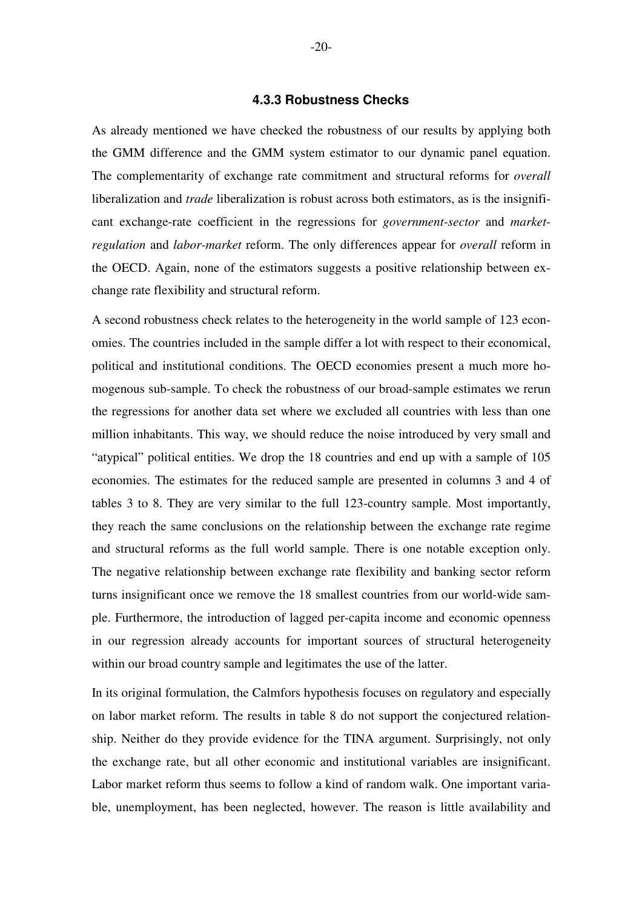### 4.3.3 Robustness Checks

As already mentioned we have checked the robustness of our results by applying both the GMM difference and the GMM system estimator to our dynamic panel equation. The complementarity of exchange rate commitment and structural reforms for *overall* liberalization and *trade* liberalization is robust across both estimators, as is the insignificant exchange-rate coefficient in the regressions for *government-sector* and *market-regulation* and *labor-market* reform. The only differences appear for *overall* reform in the OECD. Again, none of the estimators suggests a positive relationship between exchange rate flexibility and structural reform.

A second robustness check relates to the heterogeneity in the world sample of 123 economies. The countries included in the sample differ a lot with respect to their economical, political and institutional conditions. The OECD economies present a much more homogenous sub-sample. To check the robustness of our broad-sample estimates we rerun the regressions for another data set where we excluded all countries with less than one million inhabitants. This way, we should reduce the noise introduced by very small and "atypical" political entities. We drop the 18 countries and end up with a sample of 105 economies. The estimates for the reduced sample are presented in columns 3 and 4 of tables 3 to 8. They are very similar to the full 123-country sample. Most importantly, they reach the same conclusions on the relationship between the exchange rate regime and structural reforms as the full world sample. There is one notable exception only. The negative relationship between exchange rate flexibility and banking sector reform turns insignificant once we remove the 18 smallest countries from our world-wide sample. Furthermore, the introduction of lagged per-capita income and economic openness in our regression already accounts for important sources of structural heterogeneity within our broad country sample and legitimates the use of the latter.

In its original formulation, the Calmfors hypothesis focuses on regulatory and especially on labor market reform. The results in table 8 do not support the conjectured relationship. Neither do they provide evidence for the TINA argument. Surprisingly, not only the exchange rate, but all other economic and institutional variables are insignificant. Labor market reform thus seems to follow a kind of random walk. One important variable, unemployment, has been neglected, however. The reason is little availability and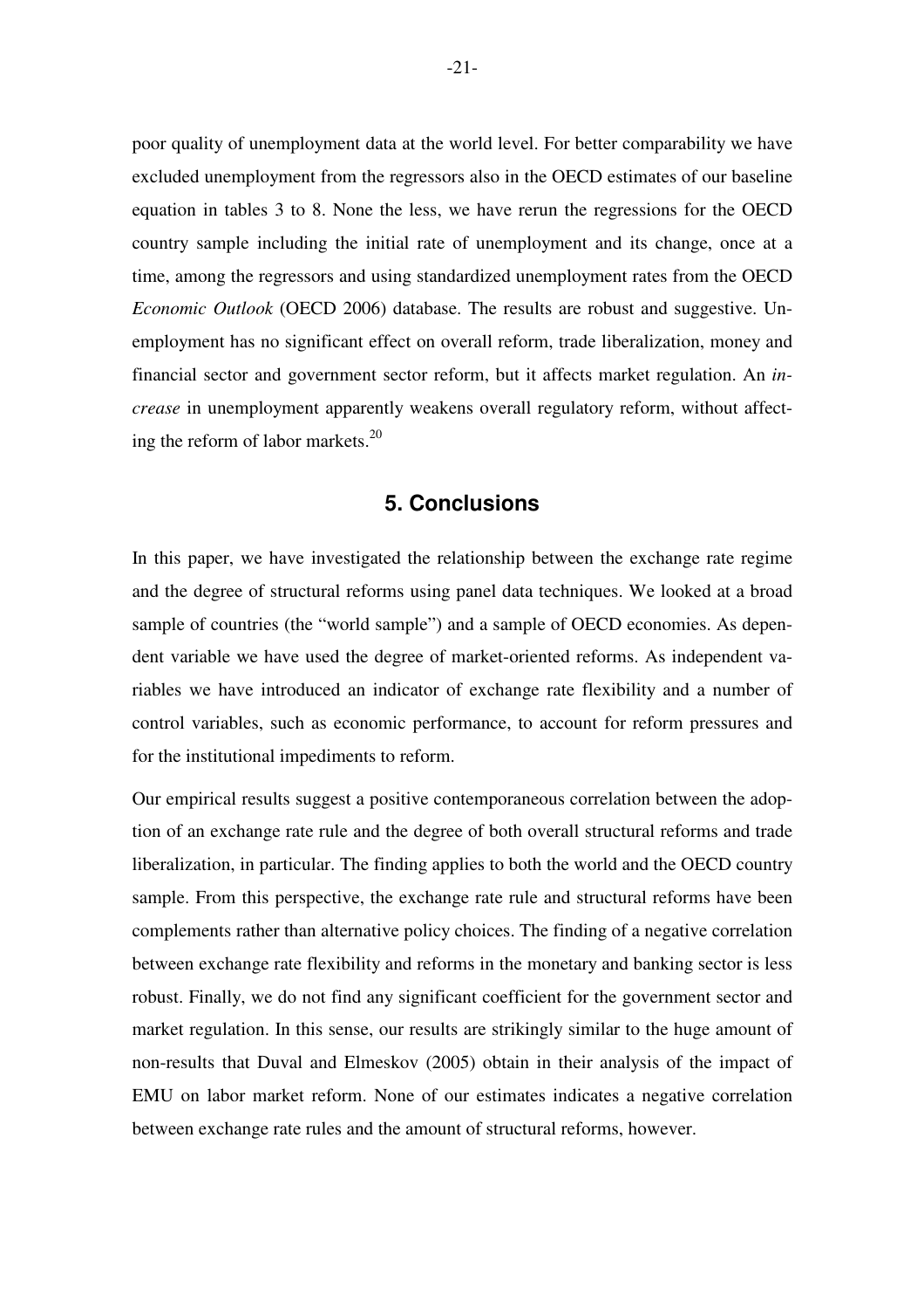poor quality of unemployment data at the world level. For better comparability we have excluded unemployment from the regressors also in the OECD estimates of our baseline equation in tables 3 to 8. None the less, we have rerun the regressions for the OECD country sample including the initial rate of unemployment and its change, once at a time, among the regressors and using standardized unemployment rates from the OECD *Economic Outlook* (OECD 2006) database. The results are robust and suggestive. Unemployment has no significant effect on overall reform, trade liberalization, money and financial sector and government sector reform, but it affects market regulation. An *increase* in unemployment apparently weakens overall regulatory reform, without affecting the reform of labor markets.[20]

## 5. Conclusions

In this paper, we have investigated the relationship between the exchange rate regime and the degree of structural reforms using panel data techniques. We looked at a broad sample of countries (the "world sample") and a sample of OECD economies. As dependent variable we have used the degree of market-oriented reforms. As independent variables we have introduced an indicator of exchange rate flexibility and a number of control variables, such as economic performance, to account for reform pressures and for the institutional impediments to reform.

Our empirical results suggest a positive contemporaneous correlation between the adoption of an exchange rate rule and the degree of both overall structural reforms and trade liberalization, in particular. The finding applies to both the world and the OECD country sample. From this perspective, the exchange rate rule and structural reforms have been complements rather than alternative policy choices. The finding of a negative correlation between exchange rate flexibility and reforms in the monetary and banking sector is less robust. Finally, we do not find any significant coefficient for the government sector and market regulation. In this sense, our results are strikingly similar to the huge amount of non-results that Duval and Elmeskov (2005) obtain in their analysis of the impact of EMU on labor market reform. None of our estimates indicates a negative correlation between exchange rate rules and the amount of structural reforms, however.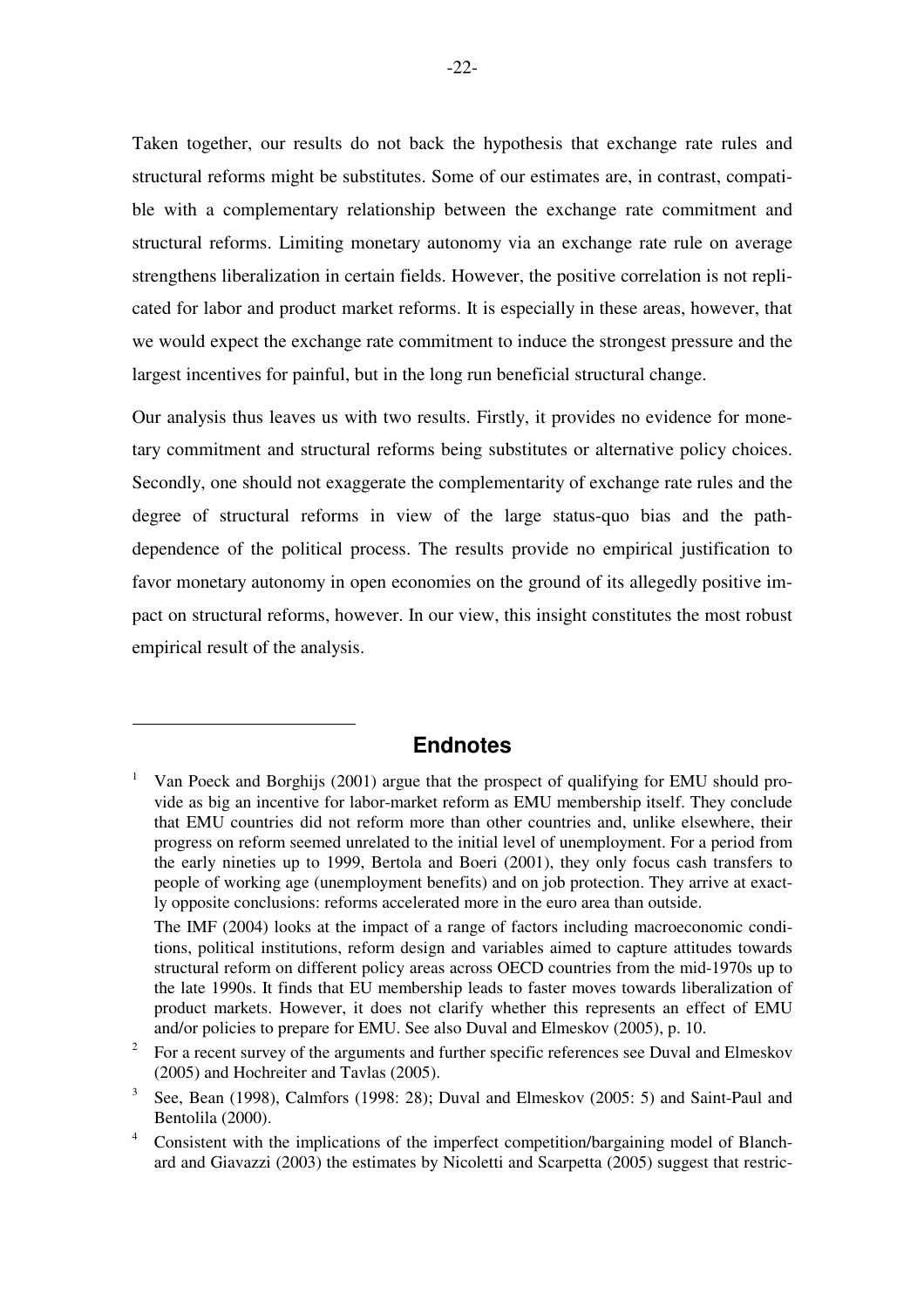Taken together, our results do not back the hypothesis that exchange rate rules and structural reforms might be substitutes. Some of our estimates are, in contrast, compatible with a complementary relationship between the exchange rate commitment and structural reforms. Limiting monetary autonomy via an exchange rate rule on average strengthens liberalization in certain fields. However, the positive correlation is not replicated for labor and product market reforms. It is especially in these areas, however, that we would expect the exchange rate commitment to induce the strongest pressure and the largest incentives for painful, but in the long run beneficial structural change.

Our analysis thus leaves us with two results. Firstly, it provides no evidence for monetary commitment and structural reforms being substitutes or alternative policy choices. Secondly, one should not exaggerate the complementarity of exchange rate rules and the degree of structural reforms in view of the large status-quo bias and the path-dependence of the political process. The results provide no empirical justification to favor monetary autonomy in open economies on the ground of its allegedly positive impact on structural reforms, however. In our view, this insight constitutes the most robust empirical result of the analysis.

## Endnotes

1. Van Poeck and Borghijs (2001) argue that the prospect of qualifying for EMU should provide as big an incentive for labor-market reform as EMU membership itself. They conclude that EMU countries did not reform more than other countries and, unlike elsewhere, their progress on reform seemed unrelated to the initial level of unemployment. For a period from the early nineties up to 1999, Bertola and Boeri (2001), they only focus cash transfers to people of working age (unemployment benefits) and on job protection. They arrive at exactly opposite conclusions: reforms accelerated more in the euro area than outside.

   The IMF (2004) looks at the impact of a range of factors including macroeconomic conditions, political institutions, reform design and variables aimed to capture attitudes towards structural reform on different policy areas across OECD countries from the mid-1970s up to the late 1990s. It finds that EU membership leads to faster moves towards liberalization of product markets. However, it does not clarify whether this represents an effect of EMU and/or policies to prepare for EMU. See also Duval and Elmeskov (2005), p. 10.

2. For a recent survey of the arguments and further specific references see Duval and Elmeskov (2005) and Hochreiter and Tavlas (2005).

3. See, Bean (1998), Calmfors (1998: 28); Duval and Elmeskov (2005: 5) and Saint-Paul and Bentolila (2000).

4. Consistent with the implications of the imperfect competition/bargaining model of Blanchard and Giavazzi (2003) the estimates by Nicoletti and Scarpetta (2005) suggest that restric-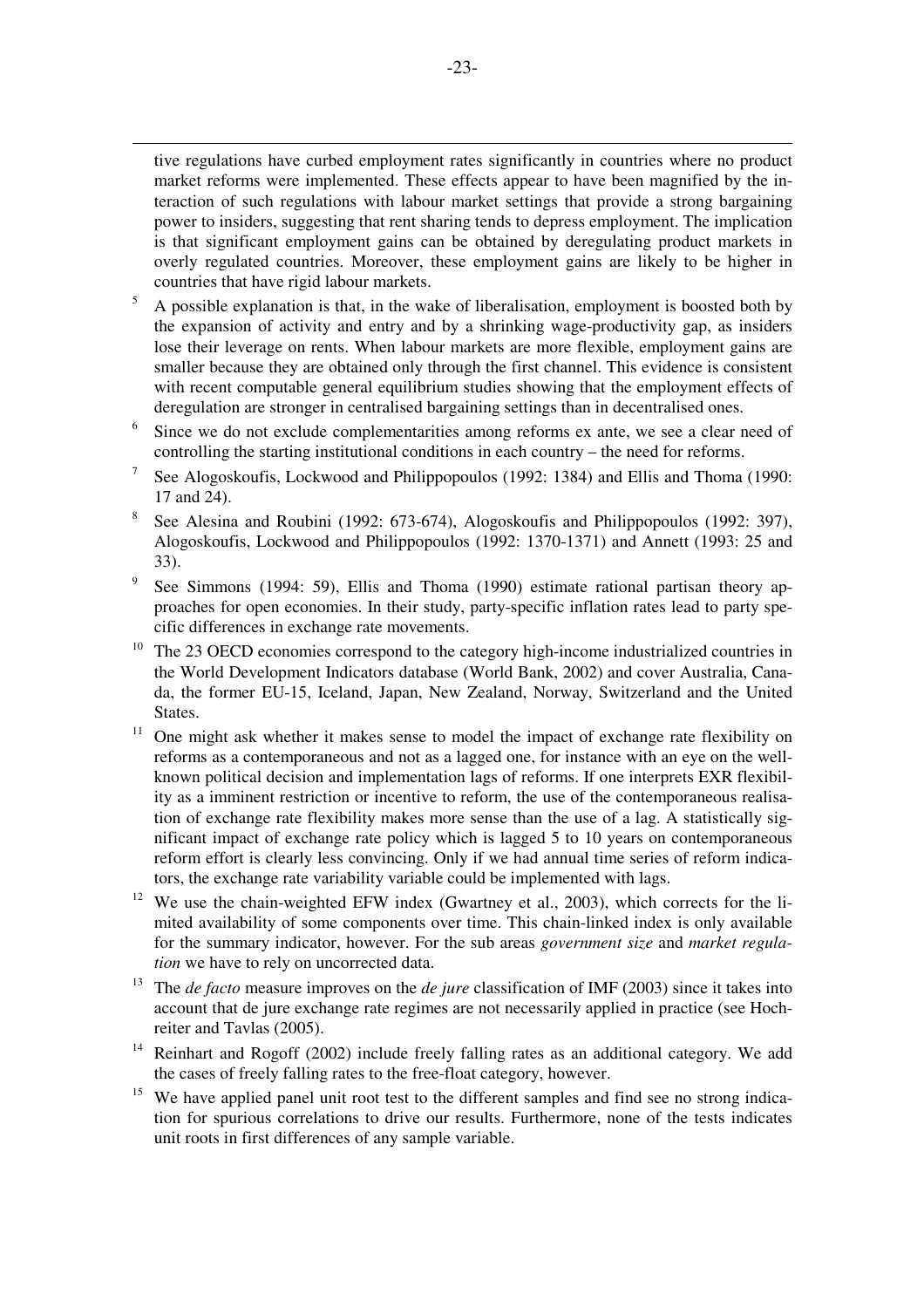tive regulations have curbed employment rates significantly in countries where no product market reforms were implemented. These effects appear to have been magnified by the interaction of such regulations with labour market settings that provide a strong bargaining power to insiders, suggesting that rent sharing tends to depress employment. The implication is that significant employment gains can be obtained by deregulating product markets in overly regulated countries. Moreover, these employment gains are likely to be higher in countries that have rigid labour markets.

[5] A possible explanation is that, in the wake of liberalisation, employment is boosted both by the expansion of activity and entry and by a shrinking wage-productivity gap, as insiders lose their leverage on rents. When labour markets are more flexible, employment gains are smaller because they are obtained only through the first channel. This evidence is consistent with recent computable general equilibrium studies showing that the employment effects of deregulation are stronger in centralised bargaining settings than in decentralised ones.

[6] Since we do not exclude complementarities among reforms ex ante, we see a clear need of controlling the starting institutional conditions in each country – the need for reforms.

[7] See Alogoskoufis, Lockwood and Philippopoulos (1992: 1384) and Ellis and Thoma (1990: 17 and 24).

[8] See Alesina and Roubini (1992: 673-674), Alogoskoufis and Philippopoulos (1992: 397), Alogoskoufis, Lockwood and Philippopoulos (1992: 1370-1371) and Annett (1993: 25 and 33).

[9] See Simmons (1994: 59), Ellis and Thoma (1990) estimate rational partisan theory approaches for open economies. In their study, party-specific inflation rates lead to party specific differences in exchange rate movements.

[10] The 23 OECD economies correspond to the category high-income industrialized countries in the World Development Indicators database (World Bank, 2002) and cover Australia, Canada, the former EU-15, Iceland, Japan, New Zealand, Norway, Switzerland and the United States.

[11] One might ask whether it makes sense to model the impact of exchange rate flexibility on reforms as a contemporaneous and not as a lagged one, for instance with an eye on the well-known political decision and implementation lags of reforms. If one interprets EXR flexibility as a imminent restriction or incentive to reform, the use of the contemporaneous realisation of exchange rate flexibility makes more sense than the use of a lag. A statistically significant impact of exchange rate policy which is lagged 5 to 10 years on contemporaneous reform effort is clearly less convincing. Only if we had annual time series of reform indicators, the exchange rate variability variable could be implemented with lags.

[12] We use the chain-weighted EFW index (Gwartney et al., 2003), which corrects for the limited availability of some components over time. This chain-linked index is only available for the summary indicator, however. For the sub areas *government size* and *market regulation* we have to rely on uncorrected data.

[13] The *de facto* measure improves on the *de jure* classification of IMF (2003) since it takes into account that de jure exchange rate regimes are not necessarily applied in practice (see Hochreiter and Tavlas (2005).

[14] Reinhart and Rogoff (2002) include freely falling rates as an additional category. We add the cases of freely falling rates to the free-float category, however.

[15] We have applied panel unit root test to the different samples and find see no strong indication for spurious correlations to drive our results. Furthermore, none of the tests indicates unit roots in first differences of any sample variable.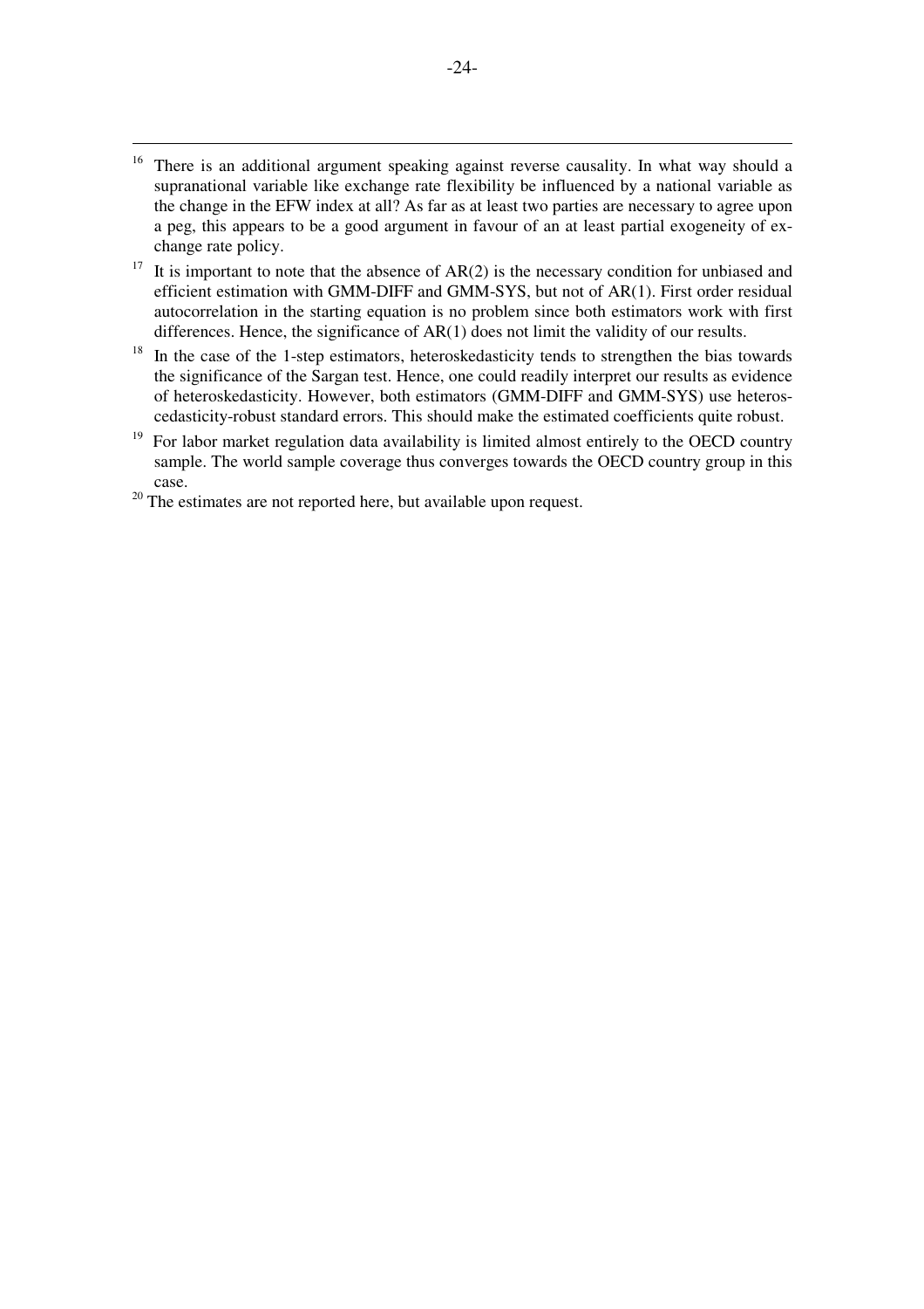[16] There is an additional argument speaking against reverse causality. In what way should a supranational variable like exchange rate flexibility be influenced by a national variable as the change in the EFW index at all? As far as at least two parties are necessary to agree upon a peg, this appears to be a good argument in favour of an at least partial exogeneity of exchange rate policy.

[17] It is important to note that the absence of AR(2) is the necessary condition for unbiased and efficient estimation with GMM-DIFF and GMM-SYS, but not of AR(1). First order residual autocorrelation in the starting equation is no problem since both estimators work with first differences. Hence, the significance of AR(1) does not limit the validity of our results.

[18] In the case of the 1-step estimators, heteroskedasticity tends to strengthen the bias towards the significance of the Sargan test. Hence, one could readily interpret our results as evidence of heteroskedasticity. However, both estimators (GMM-DIFF and GMM-SYS) use heteroscedasticity-robust standard errors. This should make the estimated coefficients quite robust.

[19] For labor market regulation data availability is limited almost entirely to the OECD country sample. The world sample coverage thus converges towards the OECD country group in this case.

[20] The estimates are not reported here, but available upon request.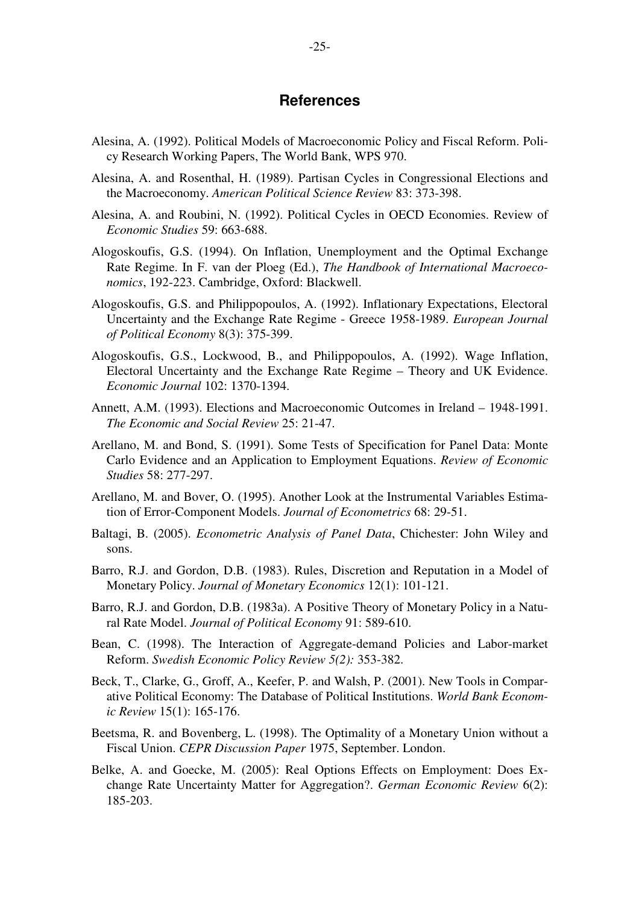# References

Alesina, A. (1992). Political Models of Macroeconomic Policy and Fiscal Reform. Policy Research Working Papers, The World Bank, WPS 970.

Alesina, A. and Rosenthal, H. (1989). Partisan Cycles in Congressional Elections and the Macroeconomy. *American Political Science Review* 83: 373-398.

Alesina, A. and Roubini, N. (1992). Political Cycles in OECD Economies. Review of *Economic Studies* 59: 663-688.

Alogoskoufis, G.S. (1994). On Inflation, Unemployment and the Optimal Exchange Rate Regime. In F. van der Ploeg (Ed.), *The Handbook of International Macroeconomics*, 192-223. Cambridge, Oxford: Blackwell.

Alogoskoufis, G.S. and Philippopoulos, A. (1992). Inflationary Expectations, Electoral Uncertainty and the Exchange Rate Regime - Greece 1958-1989. *European Journal of Political Economy* 8(3): 375-399.

Alogoskoufis, G.S., Lockwood, B., and Philippopoulos, A. (1992). Wage Inflation, Electoral Uncertainty and the Exchange Rate Regime – Theory and UK Evidence. *Economic Journal* 102: 1370-1394.

Annett, A.M. (1993). Elections and Macroeconomic Outcomes in Ireland – 1948-1991. *The Economic and Social Review* 25: 21-47.

Arellano, M. and Bond, S. (1991). Some Tests of Specification for Panel Data: Monte Carlo Evidence and an Application to Employment Equations. *Review of Economic Studies* 58: 277-297.

Arellano, M. and Bover, O. (1995). Another Look at the Instrumental Variables Estimation of Error-Component Models. *Journal of Econometrics* 68: 29-51.

Baltagi, B. (2005). *Econometric Analysis of Panel Data*, Chichester: John Wiley and sons.

Barro, R.J. and Gordon, D.B. (1983). Rules, Discretion and Reputation in a Model of Monetary Policy. *Journal of Monetary Economics* 12(1): 101-121.

Barro, R.J. and Gordon, D.B. (1983a). A Positive Theory of Monetary Policy in a Natural Rate Model. *Journal of Political Economy* 91: 589-610.

Bean, C. (1998). The Interaction of Aggregate-demand Policies and Labor-market Reform. *Swedish Economic Policy Review 5(2):* 353-382.

Beck, T., Clarke, G., Groff, A., Keefer, P. and Walsh, P. (2001). New Tools in Comparative Political Economy: The Database of Political Institutions. *World Bank Economic Review* 15(1): 165-176.

Beetsma, R. and Bovenberg, L. (1998). The Optimality of a Monetary Union without a Fiscal Union. *CEPR Discussion Paper* 1975, September. London.

Belke, A. and Goecke, M. (2005): Real Options Effects on Employment: Does Exchange Rate Uncertainty Matter for Aggregation?. *German Economic Review* 6(2): 185-203.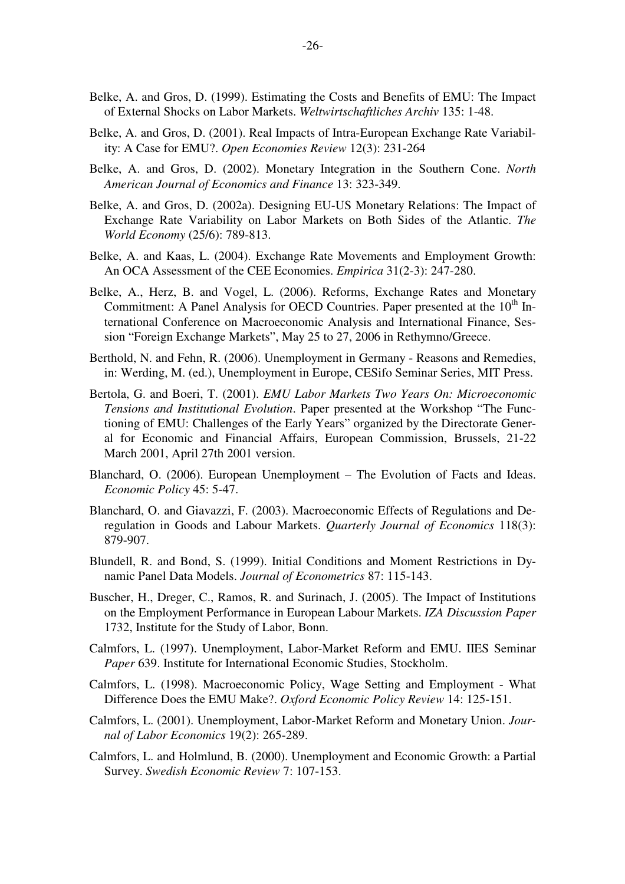Belke, A. and Gros, D. (1999). Estimating the Costs and Benefits of EMU: The Impact of External Shocks on Labor Markets. *Weltwirtschaftliches Archiv* 135: 1-48.

Belke, A. and Gros, D. (2001). Real Impacts of Intra-European Exchange Rate Variability: A Case for EMU?. *Open Economies Review* 12(3): 231-264

Belke, A. and Gros, D. (2002). Monetary Integration in the Southern Cone. *North American Journal of Economics and Finance* 13: 323-349.

Belke, A. and Gros, D. (2002a). Designing EU-US Monetary Relations: The Impact of Exchange Rate Variability on Labor Markets on Both Sides of the Atlantic. *The World Economy* (25/6): 789-813.

Belke, A. and Kaas, L. (2004). Exchange Rate Movements and Employment Growth: An OCA Assessment of the CEE Economies. *Empirica* 31(2-3): 247-280.

Belke, A., Herz, B. and Vogel, L. (2006). Reforms, Exchange Rates and Monetary Commitment: A Panel Analysis for OECD Countries. Paper presented at the 10th International Conference on Macroeconomic Analysis and International Finance, Session "Foreign Exchange Markets", May 25 to 27, 2006 in Rethymno/Greece.

Berthold, N. and Fehn, R. (2006). Unemployment in Germany - Reasons and Remedies, in: Werding, M. (ed.), Unemployment in Europe, CESifo Seminar Series, MIT Press.

Bertola, G. and Boeri, T. (2001). *EMU Labor Markets Two Years On: Microeconomic Tensions and Institutional Evolution*. Paper presented at the Workshop "The Functioning of EMU: Challenges of the Early Years" organized by the Directorate General for Economic and Financial Affairs, European Commission, Brussels, 21-22 March 2001, April 27th 2001 version.

Blanchard, O. (2006). European Unemployment – The Evolution of Facts and Ideas. *Economic Policy* 45: 5-47.

Blanchard, O. and Giavazzi, F. (2003). Macroeconomic Effects of Regulations and Deregulation in Goods and Labour Markets. *Quarterly Journal of Economics* 118(3): 879-907.

Blundell, R. and Bond, S. (1999). Initial Conditions and Moment Restrictions in Dynamic Panel Data Models. *Journal of Econometrics* 87: 115-143.

Buscher, H., Dreger, C., Ramos, R. and Surinach, J. (2005). The Impact of Institutions on the Employment Performance in European Labour Markets. *IZA Discussion Paper* 1732, Institute for the Study of Labor, Bonn.

Calmfors, L. (1997). Unemployment, Labor-Market Reform and EMU. IIES Seminar *Paper* 639. Institute for International Economic Studies, Stockholm.

Calmfors, L. (1998). Macroeconomic Policy, Wage Setting and Employment - What Difference Does the EMU Make?. *Oxford Economic Policy Review* 14: 125-151.

Calmfors, L. (2001). Unemployment, Labor-Market Reform and Monetary Union. *Journal of Labor Economics* 19(2): 265-289.

Calmfors, L. and Holmlund, B. (2000). Unemployment and Economic Growth: a Partial Survey. *Swedish Economic Review* 7: 107-153.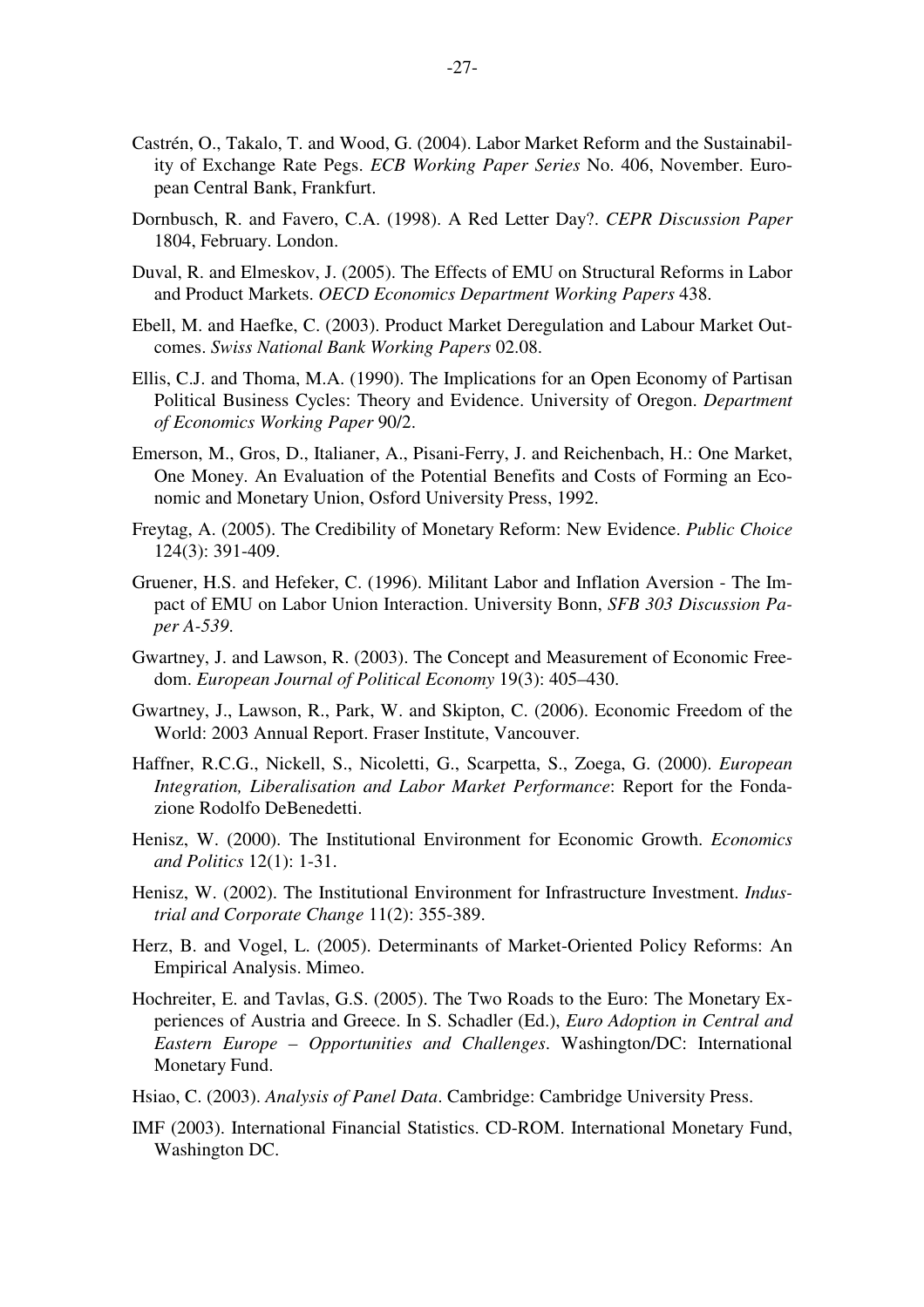Castrén, O., Takalo, T. and Wood, G. (2004). Labor Market Reform and the Sustainability of Exchange Rate Pegs. *ECB Working Paper Series* No. 406, November. European Central Bank, Frankfurt.

Dornbusch, R. and Favero, C.A. (1998). A Red Letter Day?. *CEPR Discussion Paper* 1804, February. London.

Duval, R. and Elmeskov, J. (2005). The Effects of EMU on Structural Reforms in Labor and Product Markets. *OECD Economics Department Working Papers* 438.

Ebell, M. and Haefke, C. (2003). Product Market Deregulation and Labour Market Outcomes. *Swiss National Bank Working Papers* 02.08.

Ellis, C.J. and Thoma, M.A. (1990). The Implications for an Open Economy of Partisan Political Business Cycles: Theory and Evidence. University of Oregon. *Department of Economics Working Paper* 90/2.

Emerson, M., Gros, D., Italianer, A., Pisani-Ferry, J. and Reichenbach, H.: One Market, One Money. An Evaluation of the Potential Benefits and Costs of Forming an Economic and Monetary Union, Osford University Press, 1992.

Freytag, A. (2005). The Credibility of Monetary Reform: New Evidence. *Public Choice* 124(3): 391-409.

Gruener, H.S. and Hefeker, C. (1996). Militant Labor and Inflation Aversion - The Impact of EMU on Labor Union Interaction. University Bonn, *SFB 303 Discussion Paper A-539*.

Gwartney, J. and Lawson, R. (2003). The Concept and Measurement of Economic Freedom. *European Journal of Political Economy* 19(3): 405–430.

Gwartney, J., Lawson, R., Park, W. and Skipton, C. (2006). Economic Freedom of the World: 2003 Annual Report. Fraser Institute, Vancouver.

Haffner, R.C.G., Nickell, S., Nicoletti, G., Scarpetta, S., Zoega, G. (2000). *European Integration, Liberalisation and Labor Market Performance*: Report for the Fondazione Rodolfo DeBenedetti.

Henisz, W. (2000). The Institutional Environment for Economic Growth. *Economics and Politics* 12(1): 1-31.

Henisz, W. (2002). The Institutional Environment for Infrastructure Investment. *Industrial and Corporate Change* 11(2): 355-389.

Herz, B. and Vogel, L. (2005). Determinants of Market-Oriented Policy Reforms: An Empirical Analysis. Mimeo.

Hochreiter, E. and Tavlas, G.S. (2005). The Two Roads to the Euro: The Monetary Experiences of Austria and Greece. In S. Schadler (Ed.), *Euro Adoption in Central and Eastern Europe – Opportunities and Challenges*. Washington/DC: International Monetary Fund.

Hsiao, C. (2003). *Analysis of Panel Data*. Cambridge: Cambridge University Press.

IMF (2003). International Financial Statistics. CD-ROM. International Monetary Fund, Washington DC.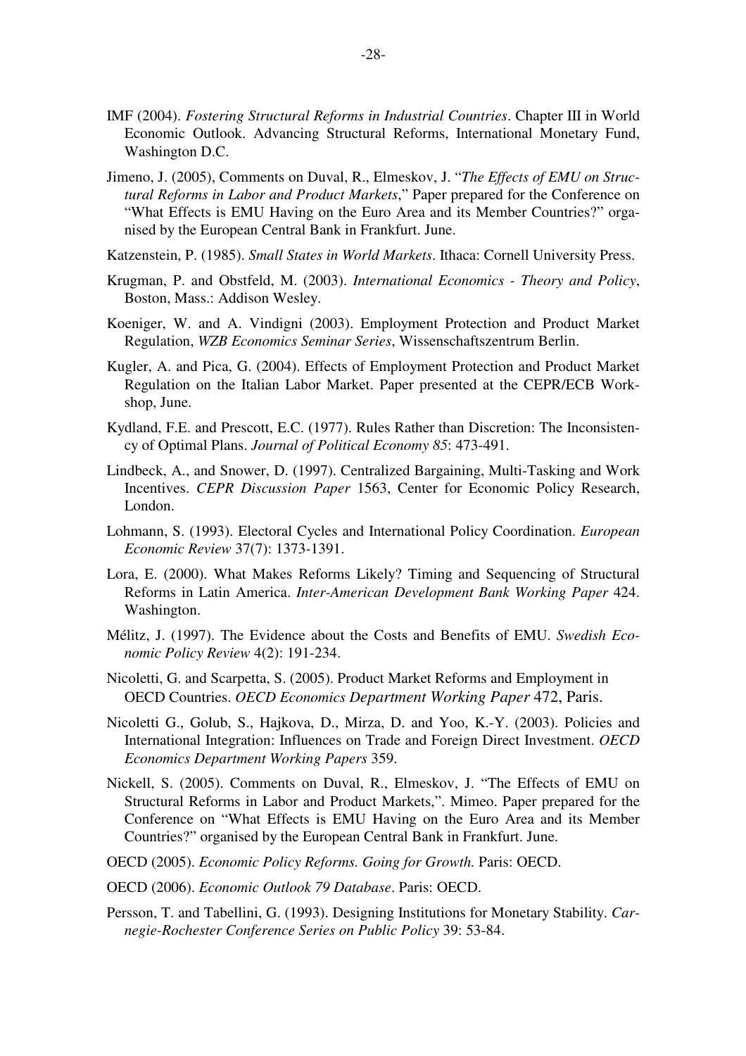IMF (2004). *Fostering Structural Reforms in Industrial Countries*. Chapter III in World Economic Outlook. Advancing Structural Reforms, International Monetary Fund, Washington D.C.

Jimeno, J. (2005), Comments on Duval, R., Elmeskov, J. "*The Effects of EMU on Structural Reforms in Labor and Product Markets*," Paper prepared for the Conference on "What Effects is EMU Having on the Euro Area and its Member Countries?" organised by the European Central Bank in Frankfurt. June.

Katzenstein, P. (1985). *Small States in World Markets*. Ithaca: Cornell University Press.

Krugman, P. and Obstfeld, M. (2003). *International Economics - Theory and Policy*, Boston, Mass.: Addison Wesley.

Koeniger, W. and A. Vindigni (2003). Employment Protection and Product Market Regulation, *WZB Economics Seminar Series*, Wissenschaftszentrum Berlin.

Kugler, A. and Pica, G. (2004). Effects of Employment Protection and Product Market Regulation on the Italian Labor Market. Paper presented at the CEPR/ECB Workshop, June.

Kydland, F.E. and Prescott, E.C. (1977). Rules Rather than Discretion: The Inconsistency of Optimal Plans. *Journal of Political Economy 85*: 473-491.

Lindbeck, A., and Snower, D. (1997). Centralized Bargaining, Multi-Tasking and Work Incentives. *CEPR Discussion Paper* 1563, Center for Economic Policy Research, London.

Lohmann, S. (1993). Electoral Cycles and International Policy Coordination. *European Economic Review* 37(7): 1373-1391.

Lora, E. (2000). What Makes Reforms Likely? Timing and Sequencing of Structural Reforms in Latin America. *Inter-American Development Bank Working Paper* 424. Washington.

Mélitz, J. (1997). The Evidence about the Costs and Benefits of EMU. *Swedish Economic Policy Review* 4(2): 191-234.

Nicoletti, G. and Scarpetta, S. (2005). Product Market Reforms and Employment in OECD Countries. *OECD Economics Department Working Paper* 472, Paris.

Nicoletti G., Golub, S., Hajkova, D., Mirza, D. and Yoo, K.-Y. (2003). Policies and International Integration: Influences on Trade and Foreign Direct Investment. *OECD Economics Department Working Papers* 359.

Nickell, S. (2005). Comments on Duval, R., Elmeskov, J. "The Effects of EMU on Structural Reforms in Labor and Product Markets,". Mimeo. Paper prepared for the Conference on "What Effects is EMU Having on the Euro Area and its Member Countries?" organised by the European Central Bank in Frankfurt. June.

OECD (2005). *Economic Policy Reforms. Going for Growth.* Paris: OECD.

OECD (2006). *Economic Outlook 79 Database*. Paris: OECD.

Persson, T. and Tabellini, G. (1993). Designing Institutions for Monetary Stability. *Carnegie-Rochester Conference Series on Public Policy* 39: 53-84.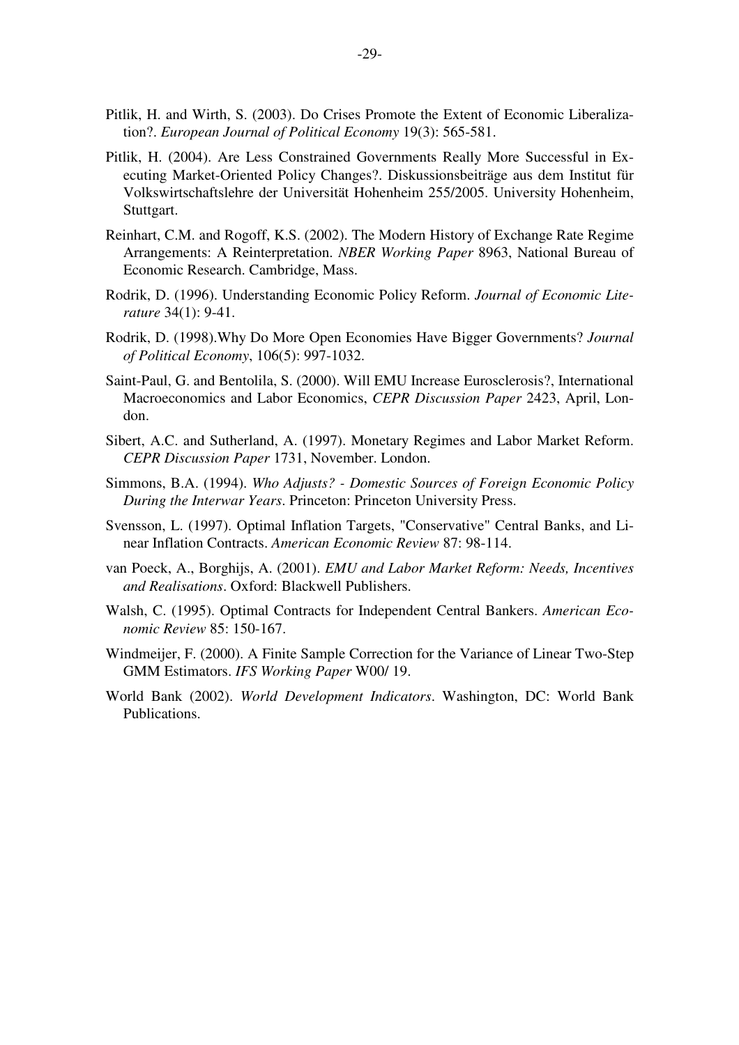Pitlik, H. and Wirth, S. (2003). Do Crises Promote the Extent of Economic Liberalization?. *European Journal of Political Economy* 19(3): 565-581.

Pitlik, H. (2004). Are Less Constrained Governments Really More Successful in Executing Market-Oriented Policy Changes?. Diskussionsbeiträge aus dem Institut für Volkswirtschaftslehre der Universität Hohenheim 255/2005. University Hohenheim, Stuttgart.

Reinhart, C.M. and Rogoff, K.S. (2002). The Modern History of Exchange Rate Regime Arrangements: A Reinterpretation. *NBER Working Paper* 8963, National Bureau of Economic Research. Cambridge, Mass.

Rodrik, D. (1996). Understanding Economic Policy Reform. *Journal of Economic Literature* 34(1): 9-41.

Rodrik, D. (1998).Why Do More Open Economies Have Bigger Governments? *Journal of Political Economy*, 106(5): 997-1032.

Saint-Paul, G. and Bentolila, S. (2000). Will EMU Increase Eurosclerosis?, International Macroeconomics and Labor Economics, *CEPR Discussion Paper* 2423, April, London.

Sibert, A.C. and Sutherland, A. (1997). Monetary Regimes and Labor Market Reform. *CEPR Discussion Paper* 1731, November. London.

Simmons, B.A. (1994). *Who Adjusts? - Domestic Sources of Foreign Economic Policy During the Interwar Years*. Princeton: Princeton University Press.

Svensson, L. (1997). Optimal Inflation Targets, "Conservative" Central Banks, and Linear Inflation Contracts. *American Economic Review* 87: 98-114.

van Poeck, A., Borghijs, A. (2001). *EMU and Labor Market Reform: Needs, Incentives and Realisations*. Oxford: Blackwell Publishers.

Walsh, C. (1995). Optimal Contracts for Independent Central Bankers. *American Economic Review* 85: 150-167.

Windmeijer, F. (2000). A Finite Sample Correction for the Variance of Linear Two-Step GMM Estimators. *IFS Working Paper* W00/ 19.

World Bank (2002). *World Development Indicators*. Washington, DC: World Bank Publications.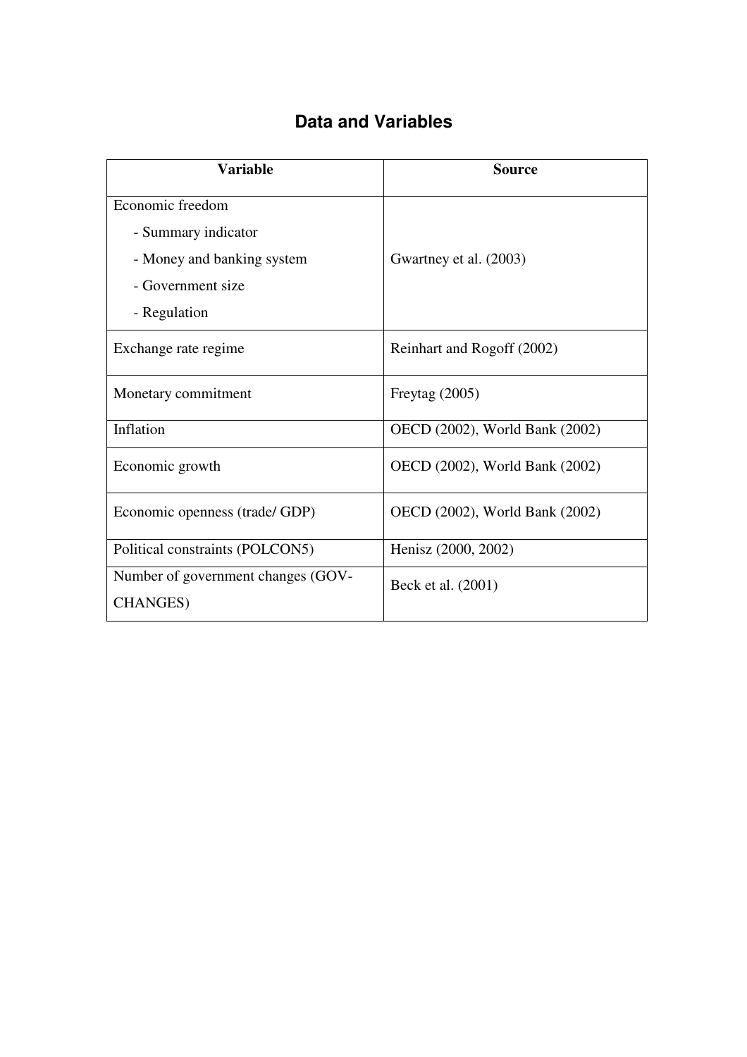## Data and Variables

| Variable | Source |
| --- | --- |
| Economic freedom<br>- Summary indicator<br>- Money and banking system<br>- Government size<br>- Regulation | Gwartney et al. (2003) |
| Exchange rate regime | Reinhart and Rogoff (2002) |
| Monetary commitment | Freytag (2005) |
| Inflation | OECD (2002), World Bank (2002) |
| Economic growth | OECD (2002), World Bank (2002) |
| Economic openness (trade/ GDP) | OECD (2002), World Bank (2002) |
| Political constraints (POLCON5) | Henisz (2000, 2002) |
| Number of government changes (GOV-CHANGES) | Beck et al. (2001) |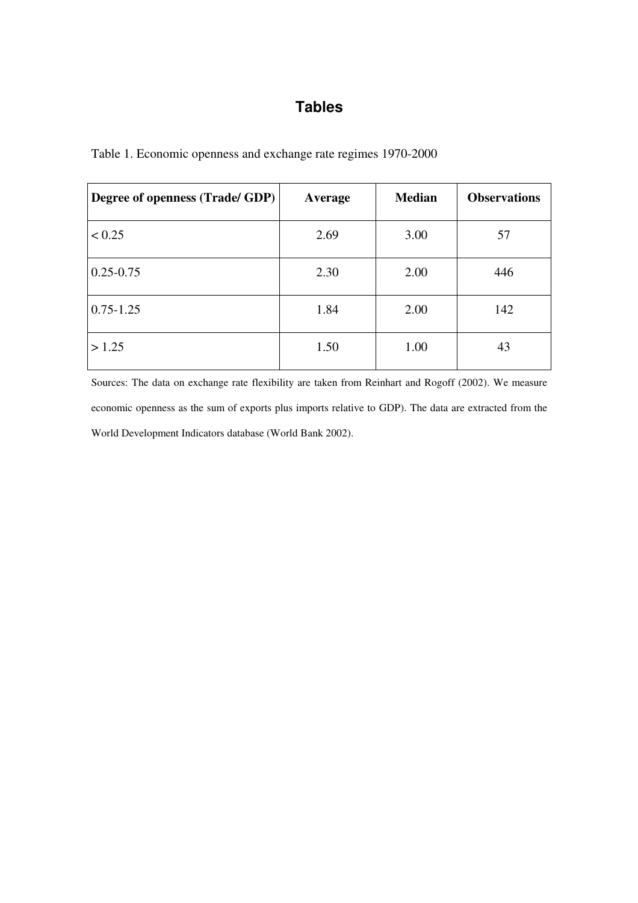# Tables

Table 1. Economic openness and exchange rate regimes 1970-2000

| **Degree of openness (Trade/ GDP)** | **Average** | **Median** | **Observations** |
|---|---|---|---|
| < 0.25 | 2.69 | 3.00 | 57 |
| 0.25-0.75 | 2.30 | 2.00 | 446 |
| 0.75-1.25 | 1.84 | 2.00 | 142 |
| > 1.25 | 1.50 | 1.00 | 43 |

Sources: The data on exchange rate flexibility are taken from Reinhart and Rogoff (2002). We measure economic openness as the sum of exports plus imports relative to GDP). The data are extracted from the World Development Indicators database (World Bank 2002).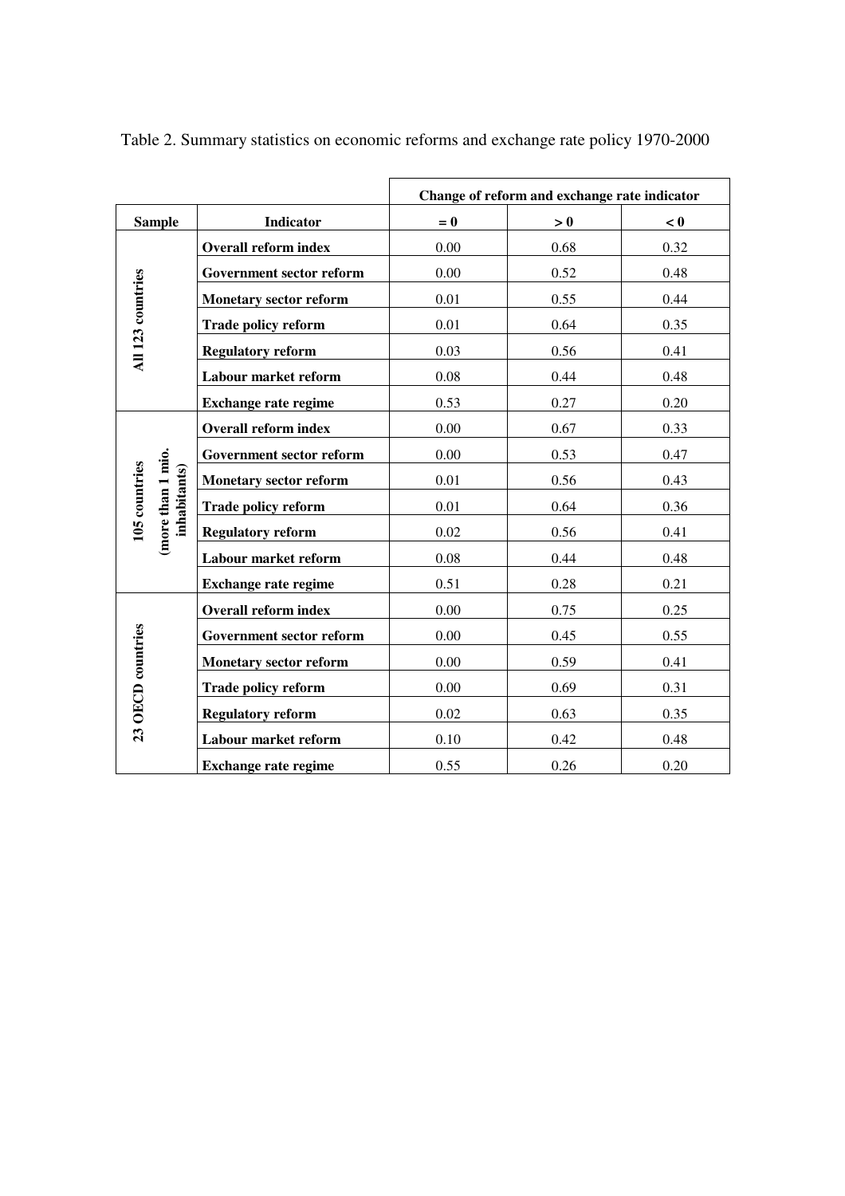Table 2. Summary statistics on economic reforms and exchange rate policy 1970-2000

| | | Change of reform and exchange rate indicator | | |
|---|---|---|---|---|
| **Sample** | **Indicator** | **= 0** | **> 0** | **< 0** |
| **All 123 countries** | **Overall reform index** | 0.00 | 0.68 | 0.32 |
| | **Government sector reform** | 0.00 | 0.52 | 0.48 |
| | **Monetary sector reform** | 0.01 | 0.55 | 0.44 |
| | **Trade policy reform** | 0.01 | 0.64 | 0.35 |
| | **Regulatory reform** | 0.03 | 0.56 | 0.41 |
| | **Labour market reform** | 0.08 | 0.44 | 0.48 |
| | **Exchange rate regime** | 0.53 | 0.27 | 0.20 |
| **105 countries (more than 1 mio. inhabitants)** | **Overall reform index** | 0.00 | 0.67 | 0.33 |
| | **Government sector reform** | 0.00 | 0.53 | 0.47 |
| | **Monetary sector reform** | 0.01 | 0.56 | 0.43 |
| | **Trade policy reform** | 0.01 | 0.64 | 0.36 |
| | **Regulatory reform** | 0.02 | 0.56 | 0.41 |
| | **Labour market reform** | 0.08 | 0.44 | 0.48 |
| | **Exchange rate regime** | 0.51 | 0.28 | 0.21 |
| **23 OECD countries** | **Overall reform index** | 0.00 | 0.75 | 0.25 |
| | **Government sector reform** | 0.00 | 0.45 | 0.55 |
| | **Monetary sector reform** | 0.00 | 0.59 | 0.41 |
| | **Trade policy reform** | 0.00 | 0.69 | 0.31 |
| | **Regulatory reform** | 0.02 | 0.63 | 0.35 |
| | **Labour market reform** | 0.10 | 0.42 | 0.48 |
| | **Exchange rate regime** | 0.55 | 0.26 | 0.20 |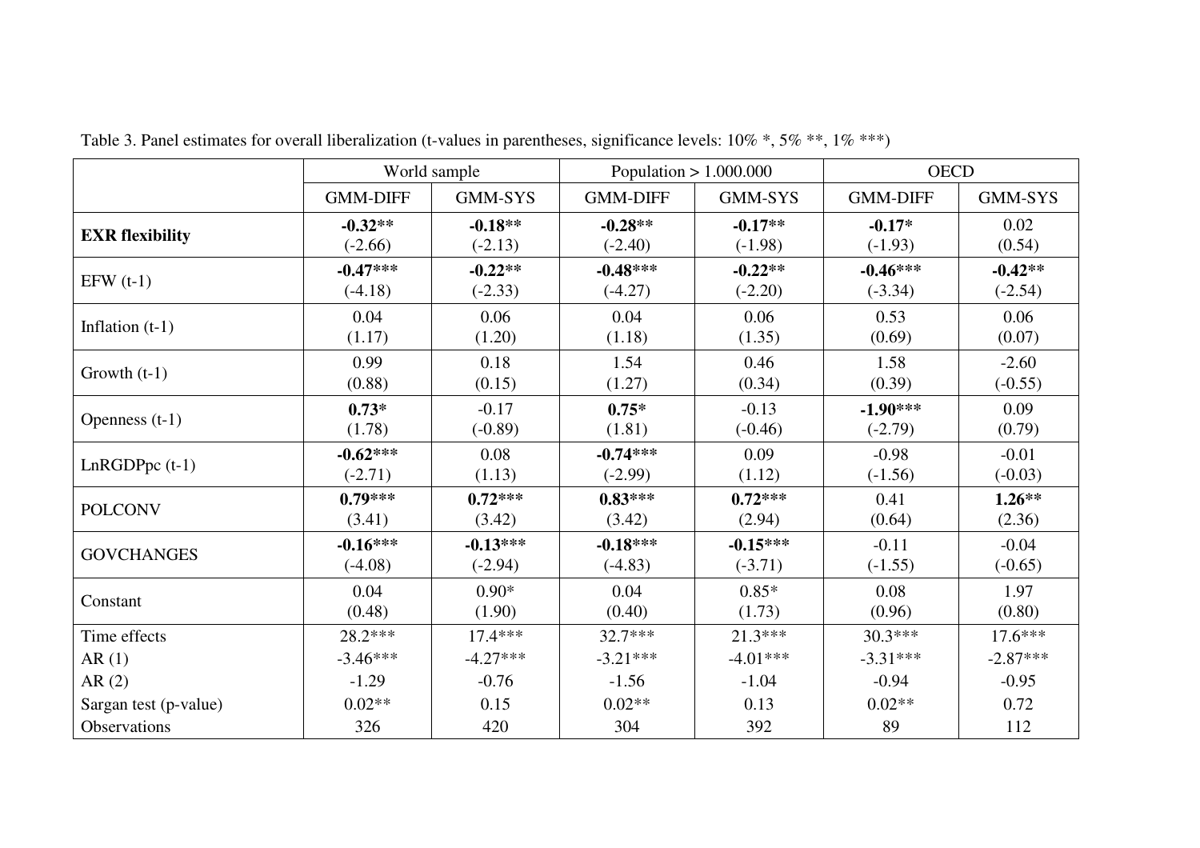Table 3. Panel estimates for overall liberalization (t-values in parentheses, significance levels: 10% *, 5% **, 1% ***)

| | World sample | | Population > 1.000.000 | | OECD | |
|---|---|---|---|---|---|---|
| | GMM-DIFF | GMM-SYS | GMM-DIFF | GMM-SYS | GMM-DIFF | GMM-SYS |
| **EXR flexibility** | **-0.32****<br>(-2.66) | **-0.18****<br>(-2.13) | **-0.28****<br>(-2.40) | **-0.17****<br>(-1.98) | **-0.17***<br>(-1.93) | 0.02<br>(0.54) |
| EFW (t-1) | **-0.47*****<br>(-4.18) | **-0.22****<br>(-2.33) | **-0.48*****<br>(-4.27) | **-0.22****<br>(-2.20) | **-0.46*****<br>(-3.34) | **-0.42****<br>(-2.54) |
| Inflation (t-1) | 0.04<br>(1.17) | 0.06<br>(1.20) | 0.04<br>(1.18) | 0.06<br>(1.35) | 0.53<br>(0.69) | 0.06<br>(0.07) |
| Growth (t-1) | 0.99<br>(0.88) | 0.18<br>(0.15) | 1.54<br>(1.27) | 0.46<br>(0.34) | 1.58<br>(0.39) | -2.60<br>(-0.55) |
| Openness (t-1) | **0.73***<br>(1.78) | -0.17<br>(-0.89) | **0.75***<br>(1.81) | -0.13<br>(-0.46) | **-1.90*****<br>(-2.79) | 0.09<br>(0.79) |
| LnRGDPpc (t-1) | **-0.62*****<br>(-2.71) | 0.08<br>(1.13) | **-0.74*****<br>(-2.99) | 0.09<br>(1.12) | -0.98<br>(-1.56) | -0.01<br>(-0.03) |
| POLCONV | **0.79*****<br>(3.41) | **0.72*****<br>(3.42) | **0.83*****<br>(3.42) | **0.72*****<br>(2.94) | 0.41<br>(0.64) | **1.26****<br>(2.36) |
| GOVCHANGES | **-0.16*****<br>(-4.08) | **-0.13*****<br>(-2.94) | **-0.18*****<br>(-4.83) | **-0.15*****<br>(-3.71) | -0.11<br>(-1.55) | -0.04<br>(-0.65) |
| Constant | 0.04<br>(0.48) | 0.90*<br>(1.90) | 0.04<br>(0.40) | 0.85*<br>(1.73) | 0.08<br>(0.96) | 1.97<br>(0.80) |
| Time effects | 28.2*** | 17.4*** | 32.7*** | 21.3*** | 30.3*** | 17.6*** |
| AR (1) | -3.46*** | -4.27*** | -3.21*** | -4.01*** | -3.31*** | -2.87*** |
| AR (2) | -1.29 | -0.76 | -1.56 | -1.04 | -0.94 | -0.95 |
| Sargan test (p-value) | 0.02** | 0.15 | 0.02** | 0.13 | 0.02** | 0.72 |
| Observations | 326 | 420 | 304 | 392 | 89 | 112 |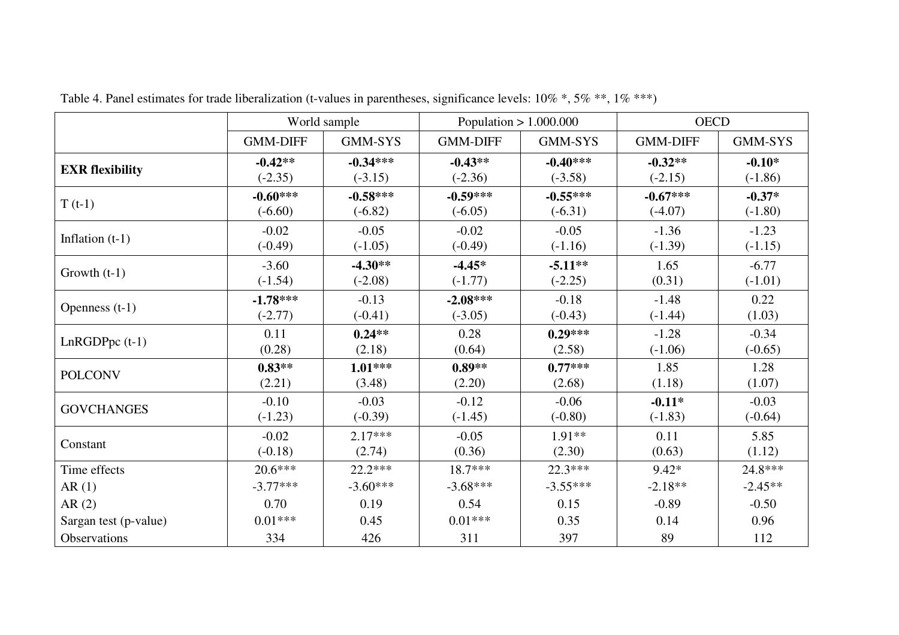Table 4. Panel estimates for trade liberalization (t-values in parentheses, significance levels: 10% *, 5% **, 1% ***)

| | World sample | | Population > 1.000.000 | | OECD | |
|---|---|---|---|---|---|---|
| | GMM-DIFF | GMM-SYS | GMM-DIFF | GMM-SYS | GMM-DIFF | GMM-SYS |
| **EXR flexibility** | **-0.42****<br>(-2.35) | **-0.34*****<br>(-3.15) | **-0.43****<br>(-2.36) | **-0.40*****<br>(-3.58) | **-0.32****<br>(-2.15) | **-0.10***<br>(-1.86) |
| T (t-1) | **-0.60*****<br>(-6.60) | **-0.58*****<br>(-6.82) | **-0.59*****<br>(-6.05) | **-0.55*****<br>(-6.31) | **-0.67*****<br>(-4.07) | **-0.37***<br>(-1.80) |
| Inflation (t-1) | -0.02<br>(-0.49) | -0.05<br>(-1.05) | -0.02<br>(-0.49) | -0.05<br>(-1.16) | -1.36<br>(-1.39) | -1.23<br>(-1.15) |
| Growth (t-1) | -3.60<br>(-1.54) | **-4.30****<br>(-2.08) | **-4.45***<br>(-1.77) | **-5.11****<br>(-2.25) | 1.65<br>(0.31) | -6.77<br>(-1.01) |
| Openness (t-1) | **-1.78*****<br>(-2.77) | -0.13<br>(-0.41) | **-2.08*****<br>(-3.05) | -0.18<br>(-0.43) | -1.48<br>(-1.44) | 0.22<br>(1.03) |
| LnRGDPpc (t-1) | 0.11<br>(0.28) | **0.24****<br>(2.18) | 0.28<br>(0.64) | **0.29*****<br>(2.58) | -1.28<br>(-1.06) | -0.34<br>(-0.65) |
| POLCONV | **0.83****<br>(2.21) | **1.01*****<br>(3.48) | **0.89****<br>(2.20) | **0.77*****<br>(2.68) | 1.85<br>(1.18) | 1.28<br>(1.07) |
| GOVCHANGES | -0.10<br>(-1.23) | -0.03<br>(-0.39) | -0.12<br>(-1.45) | -0.06<br>(-0.80) | **-0.11***<br>(-1.83) | -0.03<br>(-0.64) |
| Constant | -0.02<br>(-0.18) | 2.17***<br>(2.74) | -0.05<br>(0.36) | 1.91**<br>(2.30) | 0.11<br>(0.63) | 5.85<br>(1.12) |
| Time effects | 20.6*** | 22.2*** | 18.7*** | 22.3*** | 9.42* | 24.8*** |
| AR (1) | -3.77*** | -3.60*** | -3.68*** | -3.55*** | -2.18** | -2.45** |
| AR (2) | 0.70 | 0.19 | 0.54 | 0.15 | -0.89 | -0.50 |
| Sargan test (p-value) | 0.01*** | 0.45 | 0.01*** | 0.35 | 0.14 | 0.96 |
| Observations | 334 | 426 | 311 | 397 | 89 | 112 |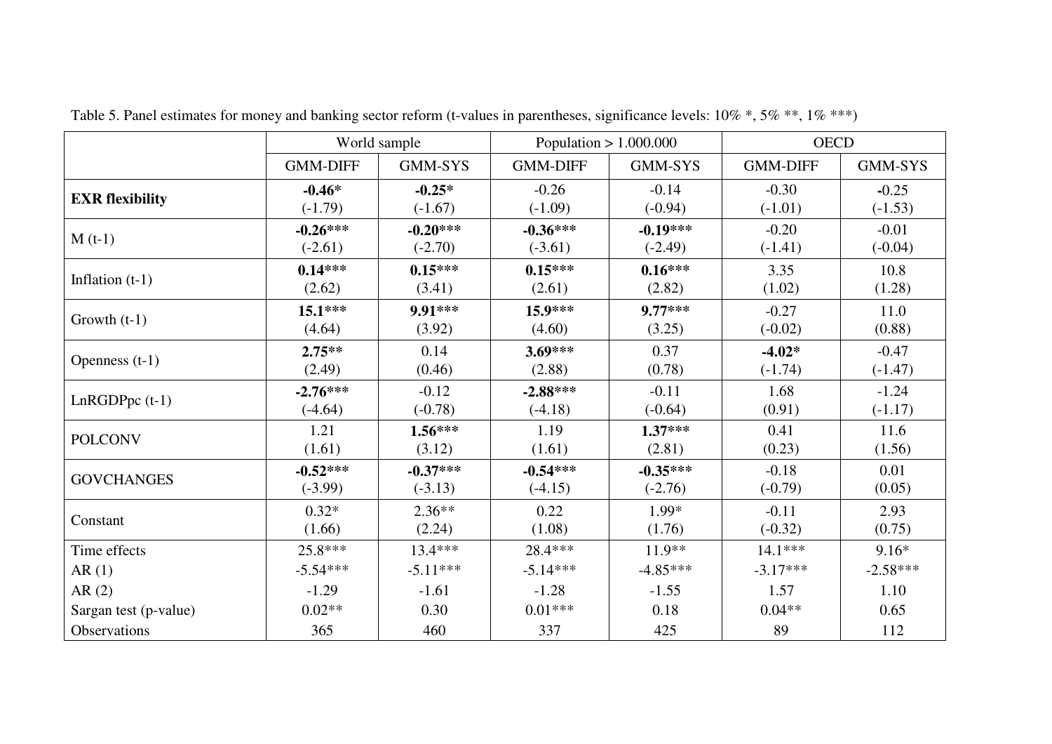Table 5. Panel estimates for money and banking sector reform (t-values in parentheses, significance levels: 10% *, 5% **, 1% ***)

| | World sample | | Population > 1.000.000 | | OECD | |
|---|---|---|---|---|---|---|
| | GMM-DIFF | GMM-SYS | GMM-DIFF | GMM-SYS | GMM-DIFF | GMM-SYS |
| **EXR flexibility** | **-0.46*** (-1.79) | **-0.25*** (-1.67) | -0.26 (-1.09) | -0.14 (-0.94) | -0.30 (-1.01) | **-**0.25 (-1.53) |
| M (t-1) | **-0.26***** (-2.61) | **-0.20***** (-2.70) | **-0.36***** (-3.61) | **-0.19***** (-2.49) | -0.20 (-1.41) | -0.01 (-0.04) |
| Inflation (t-1) | **0.14***** (2.62) | **0.15***** (3.41) | **0.15***** (2.61) | **0.16***** (2.82) | 3.35 (1.02) | 10.8 (1.28) |
| Growth (t-1) | **15.1***** (4.64) | **9.91***** (3.92) | **15.9***** (4.60) | **9.77***** (3.25) | -0.27 (-0.02) | 11.0 (0.88) |
| Openness (t-1) | **2.75**** (2.49) | 0.14 (0.46) | **3.69***** (2.88) | 0.37 (0.78) | **-4.02*** (-1.74) | -0.47 (-1.47) |
| LnRGDPpc (t-1) | **-2.76***** (-4.64) | -0.12 (-0.78) | **-2.88***** (-4.18) | -0.11 (-0.64) | 1.68 (0.91) | -1.24 (-1.17) |
| POLCONV | 1.21 (1.61) | **1.56***** (3.12) | 1.19 (1.61) | **1.37***** (2.81) | 0.41 (0.23) | 11.6 (1.56) |
| GOVCHANGES | **-0.52***** (-3.99) | **-0.37***** (-3.13) | **-0.54***** (-4.15) | **-0.35***** (-2.76) | -0.18 (-0.79) | 0.01 (0.05) |
| Constant | 0.32* (1.66) | 2.36** (2.24) | 0.22 (1.08) | 1.99* (1.76) | -0.11 (-0.32) | 2.93 (0.75) |
| Time effects | 25.8*** | 13.4*** | 28.4*** | 11.9** | 14.1*** | 9.16* |
| AR (1) | -5.54*** | -5.11*** | -5.14*** | -4.85*** | -3.17*** | -2.58*** |
| AR (2) | -1.29 | -1.61 | -1.28 | -1.55 | 1.57 | 1.10 |
| Sargan test (p-value) | 0.02** | 0.30 | 0.01*** | 0.18 | 0.04** | 0.65 |
| Observations | 365 | 460 | 337 | 425 | 89 | 112 |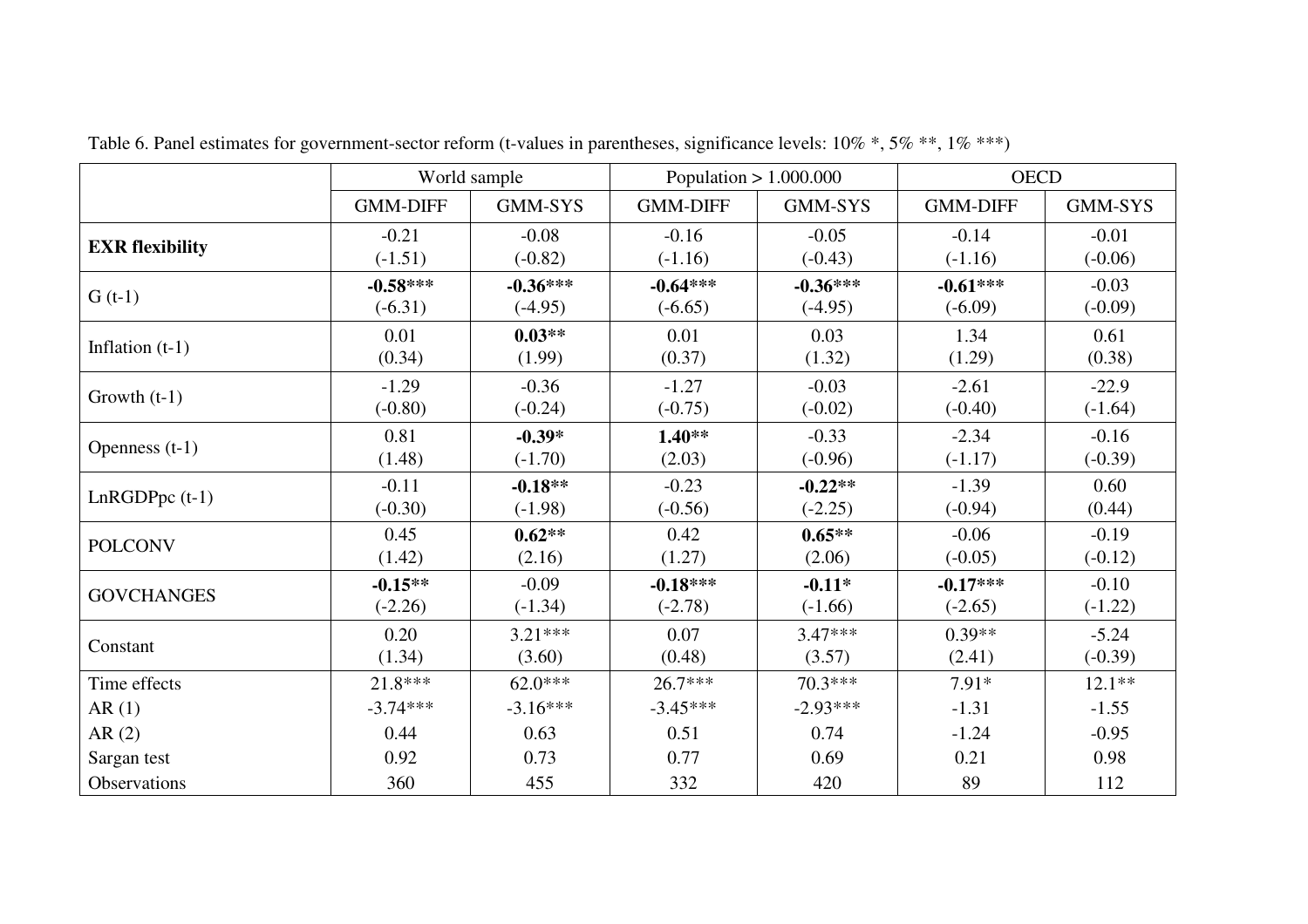Table 6. Panel estimates for government-sector reform (t-values in parentheses, significance levels: 10% *, 5% **, 1% ***)

| | World sample | | Population > 1.000.000 | | OECD | |
|---|---|---|---|---|---|---|
| | GMM-DIFF | GMM-SYS | GMM-DIFF | GMM-SYS | GMM-DIFF | GMM-SYS |
| **EXR flexibility** | -0.21<br>(-1.51) | -0.08<br>(-0.82) | -0.16<br>(-1.16) | -0.05<br>(-0.43) | -0.14<br>(-1.16) | -0.01<br>(-0.06) |
| G (t-1) | **-0.58*****<br>(-6.31) | **-0.36*****<br>(-4.95) | **-0.64*****<br>(-6.65) | **-0.36*****<br>(-4.95) | **-0.61*****<br>(-6.09) | -0.03<br>(-0.09) |
| Inflation (t-1) | 0.01<br>(0.34) | **0.03****<br>(1.99) | 0.01<br>(0.37) | 0.03<br>(1.32) | 1.34<br>(1.29) | 0.61<br>(0.38) |
| Growth (t-1) | -1.29<br>(-0.80) | -0.36<br>(-0.24) | -1.27<br>(-0.75) | -0.03<br>(-0.02) | -2.61<br>(-0.40) | -22.9<br>(-1.64) |
| Openness (t-1) | 0.81<br>(1.48) | **-0.39***<br>(-1.70) | **1.40****<br>(2.03) | -0.33<br>(-0.96) | -2.34<br>(-1.17) | -0.16<br>(-0.39) |
| LnRGDPpc (t-1) | -0.11<br>(-0.30) | **-0.18****<br>(-1.98) | -0.23<br>(-0.56) | **-0.22****<br>(-2.25) | -1.39<br>(-0.94) | 0.60<br>(0.44) |
| POLCONV | 0.45<br>(1.42) | **0.62****<br>(2.16) | 0.42<br>(1.27) | **0.65****<br>(2.06) | -0.06<br>(-0.05) | -0.19<br>(-0.12) |
| GOVCHANGES | **-0.15****<br>(-2.26) | -0.09<br>(-1.34) | **-0.18*****<br>(-2.78) | **-0.11***<br>(-1.66) | **-0.17*****<br>(-2.65) | -0.10<br>(-1.22) |
| Constant | 0.20<br>(1.34) | 3.21***<br>(3.60) | 0.07<br>(0.48) | 3.47***<br>(3.57) | 0.39**<br>(2.41) | -5.24<br>(-0.39) |
| Time effects | 21.8*** | 62.0*** | 26.7*** | 70.3*** | 7.91* | 12.1** |
| AR (1) | -3.74*** | -3.16*** | -3.45*** | -2.93*** | -1.31 | -1.55 |
| AR (2) | 0.44 | 0.63 | 0.51 | 0.74 | -1.24 | -0.95 |
| Sargan test | 0.92 | 0.73 | 0.77 | 0.69 | 0.21 | 0.98 |
| Observations | 360 | 455 | 332 | 420 | 89 | 112 |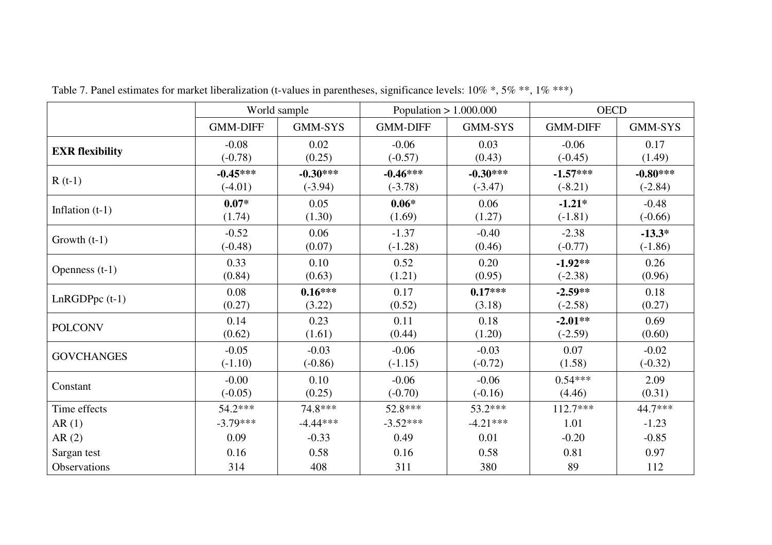Table 7. Panel estimates for market liberalization (t-values in parentheses, significance levels: 10% *, 5% **, 1% ***)

| | World sample | | Population > 1.000.000 | | OECD | |
|---|---|---|---|---|---|---|
| | GMM-DIFF | GMM-SYS | GMM-DIFF | GMM-SYS | GMM-DIFF | GMM-SYS |
| **EXR flexibility** | -0.08 (-0.78) | 0.02 (0.25) | -0.06 (-0.57) | 0.03 (0.43) | -0.06 (-0.45) | 0.17 (1.49) |
| R (t-1) | **-0.45***** (-4.01) | **-0.30***** (-3.94) | **-0.46***** (-3.78) | **-0.30***** (-3.47) | **-1.57***** (-8.21) | **-0.80***** (-2.84) |
| Inflation (t-1) | **0.07*** (1.74) | 0.05 (1.30) | **0.06*** (1.69) | 0.06 (1.27) | **-1.21*** (-1.81) | -0.48 (-0.66) |
| Growth (t-1) | -0.52 (-0.48) | 0.06 (0.07) | -1.37 (-1.28) | -0.40 (0.46) | -2.38 (-0.77) | **-13.3*** (-1.86) |
| Openness (t-1) | 0.33 (0.84) | 0.10 (0.63) | 0.52 (1.21) | 0.20 (0.95) | **-1.92**** (-2.38) | 0.26 (0.96) |
| LnRGDPpc (t-1) | 0.08 (0.27) | **0.16***** (3.22) | 0.17 (0.52) | **0.17***** (3.18) | **-2.59**** (-2.58) | 0.18 (0.27) |
| POLCONV | 0.14 (0.62) | 0.23 (1.61) | 0.11 (0.44) | 0.18 (1.20) | **-2.01**** (-2.59) | 0.69 (0.60) |
| GOVCHANGES | -0.05 (-1.10) | -0.03 (-0.86) | -0.06 (-1.15) | -0.03 (-0.72) | 0.07 (1.58) | -0.02 (-0.32) |
| Constant | -0.00 (-0.05) | 0.10 (0.25) | -0.06 (-0.70) | -0.06 (-0.16) | 0.54*** (4.46) | 2.09 (0.31) |
| Time effects | 54.2*** | 74.8*** | 52.8*** | 53.2*** | 112.7*** | 44.7*** |
| AR (1) | -3.79*** | -4.44*** | -3.52*** | -4.21*** | 1.01 | -1.23 |
| AR (2) | 0.09 | -0.33 | 0.49 | 0.01 | -0.20 | -0.85 |
| Sargan test | 0.16 | 0.58 | 0.16 | 0.58 | 0.81 | 0.97 |
| Observations | 314 | 408 | 311 | 380 | 89 | 112 |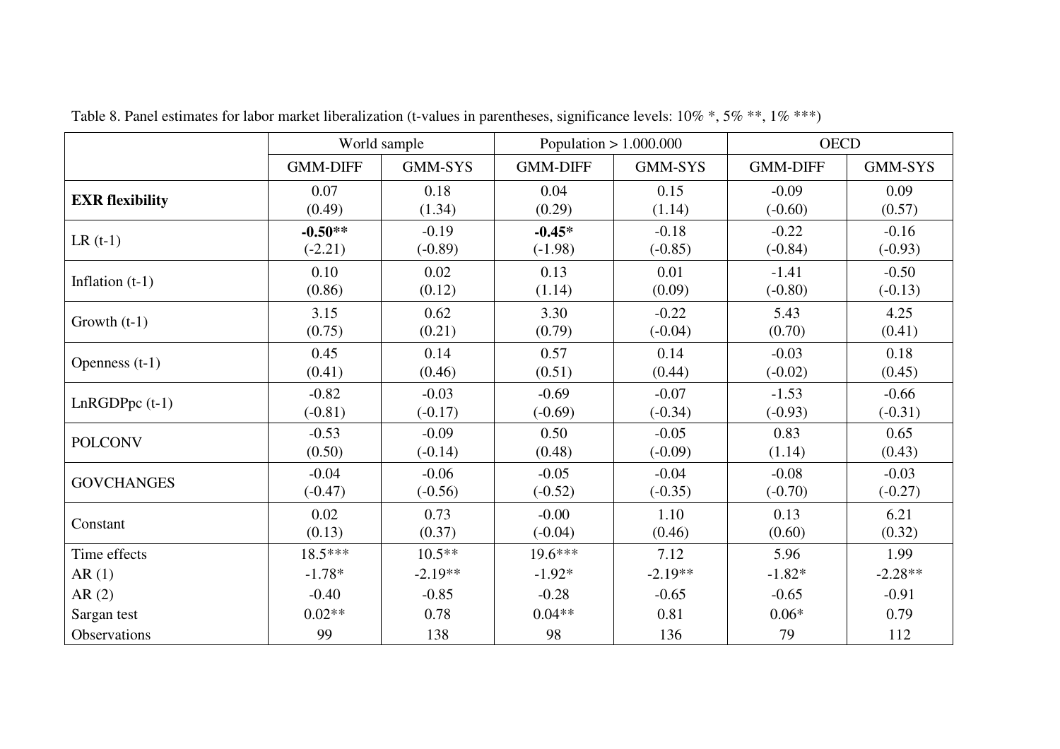Table 8. Panel estimates for labor market liberalization (t-values in parentheses, significance levels: 10% *, 5% **, 1% ***)

| | World sample | | Population > 1.000.000 | | OECD | |
|---|---|---|---|---|---|---|
| | GMM-DIFF | GMM-SYS | GMM-DIFF | GMM-SYS | GMM-DIFF | GMM-SYS |
| **EXR flexibility** | 0.07 (0.49) | 0.18 (1.34) | 0.04 (0.29) | 0.15 (1.14) | -0.09 (-0.60) | 0.09 (0.57) |
| LR (t-1) | **-0.50**** (-2.21) | -0.19 (-0.89) | **-0.45*** (-1.98) | -0.18 (-0.85) | -0.22 (-0.84) | -0.16 (-0.93) |
| Inflation (t-1) | 0.10 (0.86) | 0.02 (0.12) | 0.13 (1.14) | 0.01 (0.09) | -1.41 (-0.80) | -0.50 (-0.13) |
| Growth (t-1) | 3.15 (0.75) | 0.62 (0.21) | 3.30 (0.79) | -0.22 (-0.04) | 5.43 (0.70) | 4.25 (0.41) |
| Openness (t-1) | 0.45 (0.41) | 0.14 (0.46) | 0.57 (0.51) | 0.14 (0.44) | -0.03 (-0.02) | 0.18 (0.45) |
| LnRGDPpc (t-1) | -0.82 (-0.81) | -0.03 (-0.17) | -0.69 (-0.69) | -0.07 (-0.34) | -1.53 (-0.93) | -0.66 (-0.31) |
| POLCONV | -0.53 (0.50) | -0.09 (-0.14) | 0.50 (0.48) | -0.05 (-0.09) | 0.83 (1.14) | 0.65 (0.43) |
| GOVCHANGES | -0.04 (-0.47) | -0.06 (-0.56) | -0.05 (-0.52) | -0.04 (-0.35) | -0.08 (-0.70) | -0.03 (-0.27) |
| Constant | 0.02 (0.13) | 0.73 (0.37) | -0.00 (-0.04) | 1.10 (0.46) | 0.13 (0.60) | 6.21 (0.32) |
| Time effects | 18.5*** | 10.5** | 19.6*** | 7.12 | 5.96 | 1.99 |
| AR (1) | -1.78* | -2.19** | -1.92* | -2.19** | -1.82* | -2.28** |
| AR (2) | -0.40 | -0.85 | -0.28 | -0.65 | -0.65 | -0.91 |
| Sargan test | 0.02** | 0.78 | 0.04** | 0.81 | 0.06* | 0.79 |
| Observations | 99 | 138 | 98 | 136 | 79 | 112 |